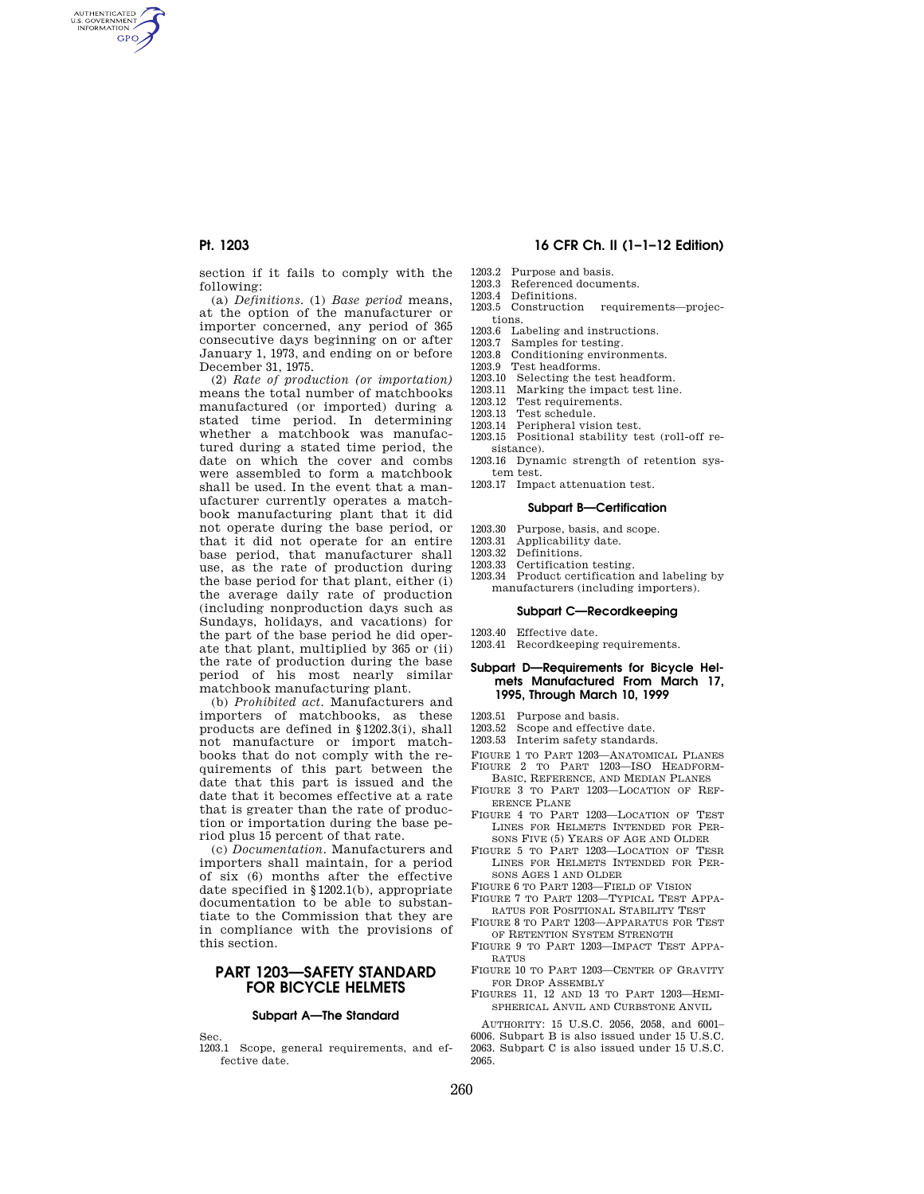section if it fails to comply with the following:

(a) *Definitions.* (1) *Base period* means, at the option of the manufacturer or importer concerned, any period of 365 consecutive days beginning on or after January 1, 1973, and ending on or before December 31, 1975.

(2) *Rate of production (or importation)* means the total number of matchbooks manufactured (or imported) during a stated time period. In determining whether a matchbook was manufactured during a stated time period, the date on which the cover and combs were assembled to form a matchbook shall be used. In the event that a manufacturer currently operates a matchbook manufacturing plant that it did not operate during the base period, or that it did not operate for an entire base period, that manufacturer shall use, as the rate of production during the base period for that plant, either (i) the average daily rate of production (including nonproduction days such as Sundays, holidays, and vacations) for the part of the base period he did operate that plant, multiplied by 365 or (ii) the rate of production during the base period of his most nearly similar matchbook manufacturing plant.

(b) *Prohibited act.* Manufacturers and importers of matchbooks, as these products are defined in §1202.3(i), shall not manufacture or import matchbooks that do not comply with the requirements of this part between the date that this part is issued and the date that it becomes effective at a rate that is greater than the rate of production or importation during the base period plus 15 percent of that rate.

(c) *Documentation.* Manufacturers and importers shall maintain, for a period of six (6) months after the effective date specified in §1202.1(b), appropriate documentation to be able to substantiate to the Commission that they are in compliance with the provisions of this section.

# PART 1203—SAFETY STANDARD FOR BICYCLE HELMETS

## Subpart A—The Standard

Sec.
1203.1 Scope, general requirements, and effective date.
1203.2 Purpose and basis.
1203.3 Referenced documents.
1203.4 Definitions.
1203.5 Construction requirements—projections.
1203.6 Labeling and instructions.
1203.7 Samples for testing.
1203.8 Conditioning environments.
1203.9 Test headforms.
1203.10 Selecting the test headform.
1203.11 Marking the impact test line.
1203.12 Test requirements.
1203.13 Test schedule.
1203.14 Peripheral vision test.
1203.15 Positional stability test (roll-off resistance).
1203.16 Dynamic strength of retention system test.
1203.17 Impact attenuation test.

## Subpart B—Certification

1203.30 Purpose, basis, and scope.
1203.31 Applicability date.
1203.32 Definitions.
1203.33 Certification testing.
1203.34 Product certification and labeling by manufacturers (including importers).

## Subpart C—Recordkeeping

1203.40 Effective date.
1203.41 Recordkeeping requirements.

## Subpart D—Requirements for Bicycle Helmets Manufactured From March 17, 1995, Through March 10, 1999

1203.51 Purpose and basis.
1203.52 Scope and effective date.
1203.53 Interim safety standards.

FIGURE 1 TO PART 1203—ANATOMICAL PLANES
FIGURE 2 TO PART 1203—ISO HEADFORM-BASIC, REFERENCE, AND MEDIAN PLANES
FIGURE 3 TO PART 1203—LOCATION OF REFERENCE PLANE
FIGURE 4 TO PART 1203—LOCATION OF TEST LINES FOR HELMETS INTENDED FOR PERSONS FIVE (5) YEARS OF AGE AND OLDER
FIGURE 5 TO PART 1203—LOCATION OF TESR LINES FOR HELMETS INTENDED FOR PERSONS AGES 1 AND OLDER
FIGURE 6 TO PART 1203—FIELD OF VISION
FIGURE 7 TO PART 1203—TYPICAL TEST APPARATUS FOR POSITIONAL STABILITY TEST
FIGURE 8 TO PART 1203—APPARATUS FOR TEST OF RETENTION SYSTEM STRENGTH
FIGURE 9 TO PART 1203—IMPACT TEST APPARATUS
FIGURE 10 TO PART 1203—CENTER OF GRAVITY FOR DROP ASSEMBLY
FIGURES 11, 12 AND 13 TO PART 1203—HEMISPHERICAL ANVIL AND CURBSTONE ANVIL

AUTHORITY: 15 U.S.C. 2056, 2058, and 6001–6006. Subpart B is also issued under 15 U.S.C. 2063. Subpart C is also issued under 15 U.S.C. 2065.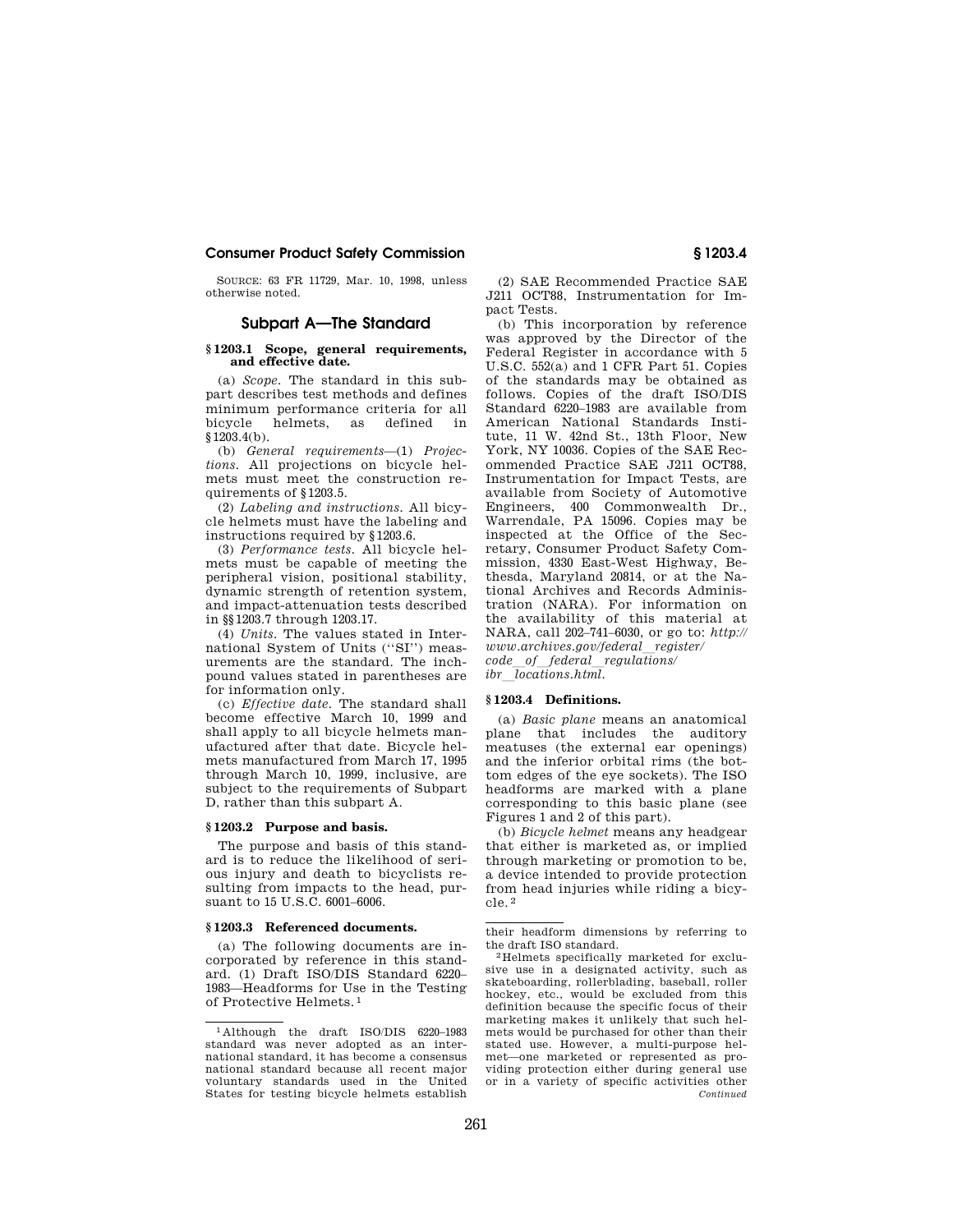SOURCE: 63 FR 11729, Mar. 10, 1998, unless otherwise noted.

## Subpart A—The Standard

### § 1203.1 Scope, general requirements, and effective date.

(a) *Scope.* The standard in this subpart describes test methods and defines minimum performance criteria for all bicycle helmets, as defined in §1203.4(b).

(b) *General requirements*—(1) *Projections.* All projections on bicycle helmets must meet the construction requirements of §1203.5.

(2) *Labeling and instructions.* All bicycle helmets must have the labeling and instructions required by §1203.6.

(3) *Performance tests.* All bicycle helmets must be capable of meeting the peripheral vision, positional stability, dynamic strength of retention system, and impact-attenuation tests described in §§1203.7 through 1203.17.

(4) *Units.* The values stated in International System of Units (''SI'') measurements are the standard. The inch-pound values stated in parentheses are for information only.

(c) *Effective date.* The standard shall become effective March 10, 1999 and shall apply to all bicycle helmets manufactured after that date. Bicycle helmets manufactured from March 17, 1995 through March 10, 1999, inclusive, are subject to the requirements of Subpart D, rather than this subpart A.

### § 1203.2 Purpose and basis.

The purpose and basis of this standard is to reduce the likelihood of serious injury and death to bicyclists resulting from impacts to the head, pursuant to 15 U.S.C. 6001–6006.

### § 1203.3 Referenced documents.

(a) The following documents are incorporated by reference in this standard. (1) Draft ISO/DIS Standard 6220–1983—Headforms for Use in the Testing of Protective Helmets.[1]

(2) SAE Recommended Practice SAE J211 OCT88, Instrumentation for Impact Tests.

(b) This incorporation by reference was approved by the Director of the Federal Register in accordance with 5 U.S.C. 552(a) and 1 CFR Part 51. Copies of the standards may be obtained as follows. Copies of the draft ISO/DIS Standard 6220–1983 are available from American National Standards Institute, 11 W. 42nd St., 13th Floor, New York, NY 10036. Copies of the SAE Recommended Practice SAE J211 OCT88, Instrumentation for Impact Tests, are available from Society of Automotive Engineers, 400 Commonwealth Dr., Warrendale, PA 15096. Copies may be inspected at the Office of the Secretary, Consumer Product Safety Commission, 4330 East-West Highway, Bethesda, Maryland 20814, or at the National Archives and Records Administration (NARA). For information on the availability of this material at NARA, call 202–741–6030, or go to: *http://www.archives.gov/federal_register/code_of_federal_regulations/ibr_locations.html.*

### § 1203.4 Definitions.

(a) *Basic plane* means an anatomical plane that includes the auditory meatuses (the external ear openings) and the inferior orbital rims (the bottom edges of the eye sockets). The ISO headforms are marked with a plane corresponding to this basic plane (see Figures 1 and 2 of this part).

(b) *Bicycle helmet* means any headgear that either is marketed as, or implied through marketing or promotion to be, a device intended to provide protection from head injuries while riding a bicycle.[2]

---

[1] Although the draft ISO/DIS 6220–1983 standard was never adopted as an international standard, it has become a consensus national standard because all recent major voluntary standards used in the United States for testing bicycle helmets establish their headform dimensions by referring to the draft ISO standard.

[2] Helmets specifically marketed for exclusive use in a designated activity, such as skateboarding, rollerblading, baseball, roller hockey, etc., would be excluded from this definition because the specific focus of their marketing makes it unlikely that such helmets would be purchased for other than their stated use. However, a multi-purpose helmet—one marketed or represented as providing protection either during general use or in a variety of specific activities other

*Continued*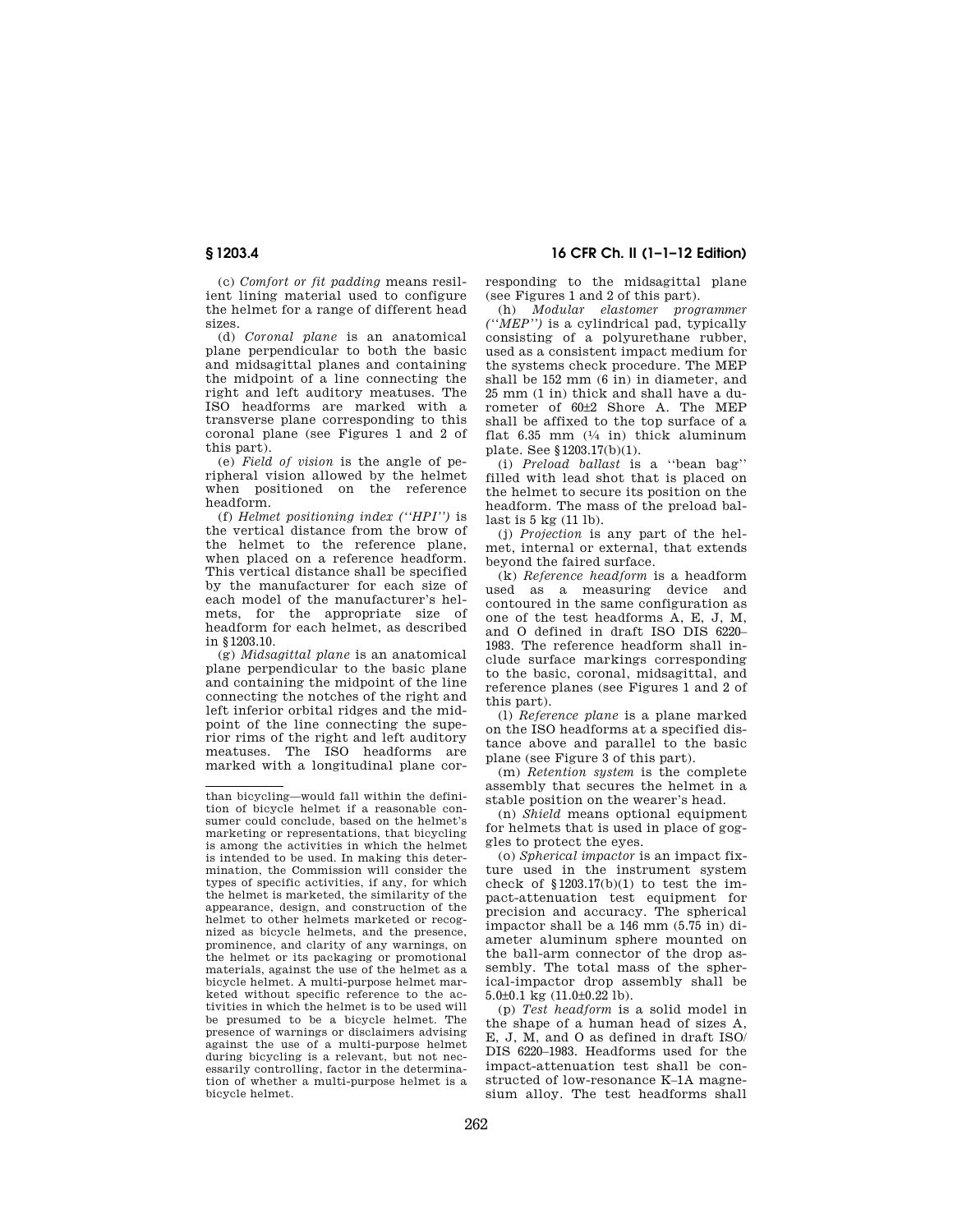(c) *Comfort or fit padding* means resilient lining material used to configure the helmet for a range of different head sizes.

(d) *Coronal plane* is an anatomical plane perpendicular to both the basic and midsagittal planes and containing the midpoint of a line connecting the right and left auditory meatuses. The ISO headforms are marked with a transverse plane corresponding to this coronal plane (see Figures 1 and 2 of this part).

(e) *Field of vision* is the angle of peripheral vision allowed by the helmet when positioned on the reference headform.

(f) *Helmet positioning index ("HPI")* is the vertical distance from the brow of the helmet to the reference plane, when placed on a reference headform. This vertical distance shall be specified by the manufacturer for each size of each model of the manufacturer's helmets, for the appropriate size of headform for each helmet, as described in §1203.10.

(g) *Midsagittal plane* is an anatomical plane perpendicular to the basic plane and containing the midpoint of the line connecting the notches of the right and left inferior orbital ridges and the midpoint of the line connecting the superior rims of the right and left auditory meatuses. The ISO headforms are marked with a longitudinal plane corresponding to the midsagittal plane (see Figures 1 and 2 of this part).

(h) *Modular elastomer programmer ("MEP")* is a cylindrical pad, typically consisting of a polyurethane rubber, used as a consistent impact medium for the systems check procedure. The MEP shall be 152 mm (6 in) in diameter, and 25 mm (1 in) thick and shall have a durometer of 60±2 Shore A. The MEP shall be affixed to the top surface of a flat 6.35 mm (¼ in) thick aluminum plate. See §1203.17(b)(1).

(i) *Preload ballast* is a "bean bag" filled with lead shot that is placed on the helmet to secure its position on the headform. The mass of the preload ballast is 5 kg (11 lb).

(j) *Projection* is any part of the helmet, internal or external, that extends beyond the faired surface.

(k) *Reference headform* is a headform used as a measuring device and contoured in the same configuration as one of the test headforms A, E, J, M, and O defined in draft ISO DIS 6220–1983. The reference headform shall include surface markings corresponding to the basic, coronal, midsagittal, and reference planes (see Figures 1 and 2 of this part).

(l) *Reference plane* is a plane marked on the ISO headforms at a specified distance above and parallel to the basic plane (see Figure 3 of this part).

(m) *Retention system* is the complete assembly that secures the helmet in a stable position on the wearer's head.

(n) *Shield* means optional equipment for helmets that is used in place of goggles to protect the eyes.

(o) *Spherical impactor* is an impact fixture used in the instrument system check of §1203.17(b)(1) to test the impact-attenuation test equipment for precision and accuracy. The spherical impactor shall be a 146 mm (5.75 in) diameter aluminum sphere mounted on the ball-arm connector of the drop assembly. The total mass of the spherical-impactor drop assembly shall be 5.0±0.1 kg (11.0±0.22 lb).

(p) *Test headform* is a solid model in the shape of a human head of sizes A, E, J, M, and O as defined in draft ISO/DIS 6220–1983. Headforms used for the impact-attenuation test shall be constructed of low-resonance K–1A magnesium alloy. The test headforms shall

---

than bicycling—would fall within the definition of bicycle helmet if a reasonable consumer could conclude, based on the helmet's marketing or representations, that bicycling is among the activities in which the helmet is intended to be used. In making this determination, the Commission will consider the types of specific activities, if any, for which the helmet is marketed, the similarity of the appearance, design, and construction of the helmet to other helmets marketed or recognized as bicycle helmets, and the presence, prominence, and clarity of any warnings, on the helmet or its packaging or promotional materials, against the use of the helmet as a bicycle helmet. A multi-purpose helmet marketed without specific reference to the activities in which the helmet is to be used will be presumed to be a bicycle helmet. The presence of warnings or disclaimers advising against the use of a multi-purpose helmet during bicycling is a relevant, but not necessarily controlling, factor in the determination of whether a multi-purpose helmet is a bicycle helmet.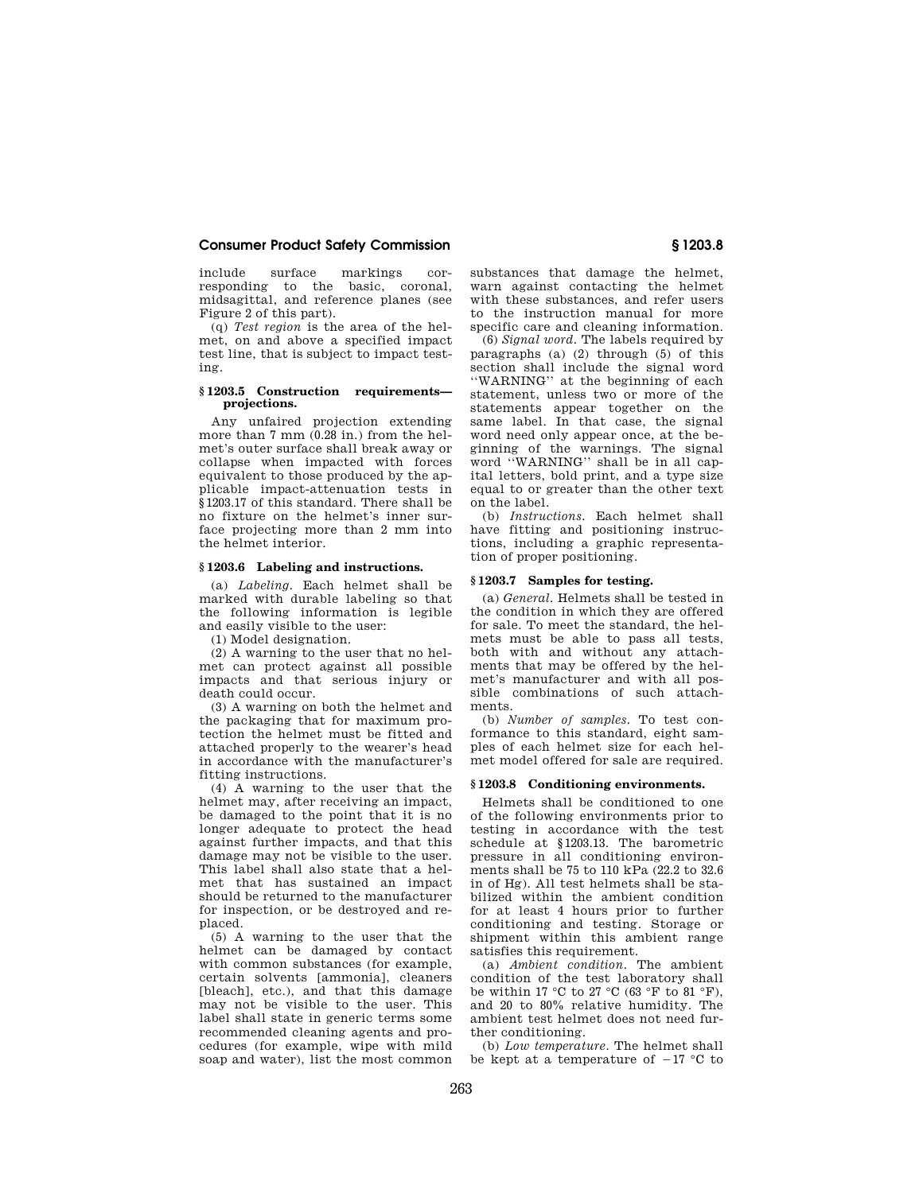include surface markings corresponding to the basic, coronal, midsagittal, and reference planes (see Figure 2 of this part).

(q) *Test region* is the area of the helmet, on and above a specified impact test line, that is subject to impact testing.

### § 1203.5 Construction requirements—projections.

Any unfaired projection extending more than 7 mm (0.28 in.) from the helmet's outer surface shall break away or collapse when impacted with forces equivalent to those produced by the applicable impact-attenuation tests in §1203.17 of this standard. There shall be no fixture on the helmet's inner surface projecting more than 2 mm into the helmet interior.

### § 1203.6 Labeling and instructions.

(a) *Labeling.* Each helmet shall be marked with durable labeling so that the following information is legible and easily visible to the user:

(1) Model designation.

(2) A warning to the user that no helmet can protect against all possible impacts and that serious injury or death could occur.

(3) A warning on both the helmet and the packaging that for maximum protection the helmet must be fitted and attached properly to the wearer's head in accordance with the manufacturer's fitting instructions.

(4) A warning to the user that the helmet may, after receiving an impact, be damaged to the point that it is no longer adequate to protect the head against further impacts, and that this damage may not be visible to the user. This label shall also state that a helmet that has sustained an impact should be returned to the manufacturer for inspection, or be destroyed and replaced.

(5) A warning to the user that the helmet can be damaged by contact with common substances (for example, certain solvents [ammonia], cleaners [bleach], etc.), and that this damage may not be visible to the user. This label shall state in generic terms some recommended cleaning agents and procedures (for example, wipe with mild soap and water), list the most common substances that damage the helmet, warn against contacting the helmet with these substances, and refer users to the instruction manual for more specific care and cleaning information.

(6) *Signal word.* The labels required by paragraphs (a) (2) through (5) of this section shall include the signal word ''WARNING'' at the beginning of each statement, unless two or more of the statements appear together on the same label. In that case, the signal word need only appear once, at the beginning of the warnings. The signal word ''WARNING'' shall be in all capital letters, bold print, and a type size equal to or greater than the other text on the label.

(b) *Instructions.* Each helmet shall have fitting and positioning instructions, including a graphic representation of proper positioning.

### § 1203.7 Samples for testing.

(a) *General.* Helmets shall be tested in the condition in which they are offered for sale. To meet the standard, the helmets must be able to pass all tests, both with and without any attachments that may be offered by the helmet's manufacturer and with all possible combinations of such attachments.

(b) *Number of samples.* To test conformance to this standard, eight samples of each helmet size for each helmet model offered for sale are required.

### § 1203.8 Conditioning environments.

Helmets shall be conditioned to one of the following environments prior to testing in accordance with the test schedule at §1203.13. The barometric pressure in all conditioning environments shall be 75 to 110 kPa (22.2 to 32.6 in of Hg). All test helmets shall be stabilized within the ambient condition for at least 4 hours prior to further conditioning and testing. Storage or shipment within this ambient range satisfies this requirement.

(a) *Ambient condition.* The ambient condition of the test laboratory shall be within 17 °C to 27 °C (63 °F to 81 °F), and 20 to 80% relative humidity. The ambient test helmet does not need further conditioning.

(b) *Low temperature.* The helmet shall be kept at a temperature of −17 °C to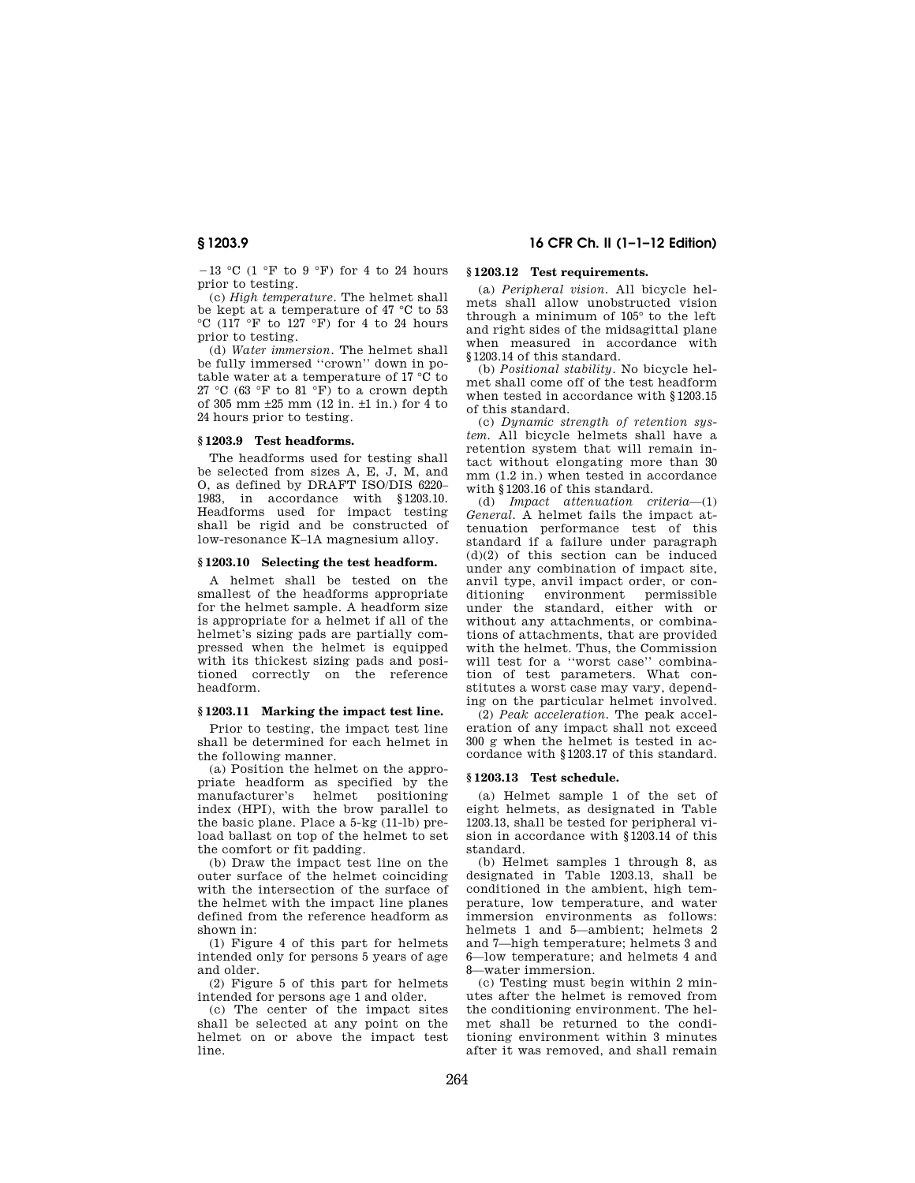−13 °C (1 °F to 9 °F) for 4 to 24 hours prior to testing.

(c) *High temperature.* The helmet shall be kept at a temperature of 47 °C to 53 °C (117 °F to 127 °F) for 4 to 24 hours prior to testing.

(d) *Water immersion.* The helmet shall be fully immersed ''crown'' down in potable water at a temperature of 17 °C to 27 °C (63 °F to 81 °F) to a crown depth of 305 mm ±25 mm (12 in. ±1 in.) for 4 to 24 hours prior to testing.

### § 1203.9 Test headforms.

The headforms used for testing shall be selected from sizes A, E, J, M, and O, as defined by DRAFT ISO/DIS 6220–1983, in accordance with § 1203.10. Headforms used for impact testing shall be rigid and be constructed of low-resonance K–1A magnesium alloy.

### § 1203.10 Selecting the test headform.

A helmet shall be tested on the smallest of the headforms appropriate for the helmet sample. A headform size is appropriate for a helmet if all of the helmet's sizing pads are partially compressed when the helmet is equipped with its thickest sizing pads and positioned correctly on the reference headform.

### § 1203.11 Marking the impact test line.

Prior to testing, the impact test line shall be determined for each helmet in the following manner.

(a) Position the helmet on the appropriate headform as specified by the manufacturer's helmet positioning index (HPI), with the brow parallel to the basic plane. Place a 5-kg (11-lb) preload ballast on top of the helmet to set the comfort or fit padding.

(b) Draw the impact test line on the outer surface of the helmet coinciding with the intersection of the surface of the helmet with the impact line planes defined from the reference headform as shown in:

(1) Figure 4 of this part for helmets intended only for persons 5 years of age and older.

(2) Figure 5 of this part for helmets intended for persons age 1 and older.

(c) The center of the impact sites shall be selected at any point on the helmet on or above the impact test line.

### § 1203.12 Test requirements.

(a) *Peripheral vision.* All bicycle helmets shall allow unobstructed vision through a minimum of 105° to the left and right sides of the midsagittal plane when measured in accordance with § 1203.14 of this standard.

(b) *Positional stability.* No bicycle helmet shall come off of the test headform when tested in accordance with § 1203.15 of this standard.

(c) *Dynamic strength of retention system.* All bicycle helmets shall have a retention system that will remain intact without elongating more than 30 mm (1.2 in.) when tested in accordance with § 1203.16 of this standard.

(d) *Impact attenuation criteria*—(1) *General.* A helmet fails the impact attenuation performance test of this standard if a failure under paragraph (d)(2) of this section can be induced under any combination of impact site, anvil type, anvil impact order, or conditioning environment permissible under the standard, either with or without any attachments, or combinations of attachments, that are provided with the helmet. Thus, the Commission will test for a ''worst case'' combination of test parameters. What constitutes a worst case may vary, depending on the particular helmet involved.

(2) *Peak acceleration.* The peak acceleration of any impact shall not exceed 300 g when the helmet is tested in accordance with § 1203.17 of this standard.

### § 1203.13 Test schedule.

(a) Helmet sample 1 of the set of eight helmets, as designated in Table 1203.13, shall be tested for peripheral vision in accordance with § 1203.14 of this standard.

(b) Helmet samples 1 through 8, as designated in Table 1203.13, shall be conditioned in the ambient, high temperature, low temperature, and water immersion environments as follows: helmets 1 and 5—ambient; helmets 2 and 7—high temperature; helmets 3 and 6—low temperature; and helmets 4 and 8—water immersion.

(c) Testing must begin within 2 minutes after the helmet is removed from the conditioning environment. The helmet shall be returned to the conditioning environment within 3 minutes after it was removed, and shall remain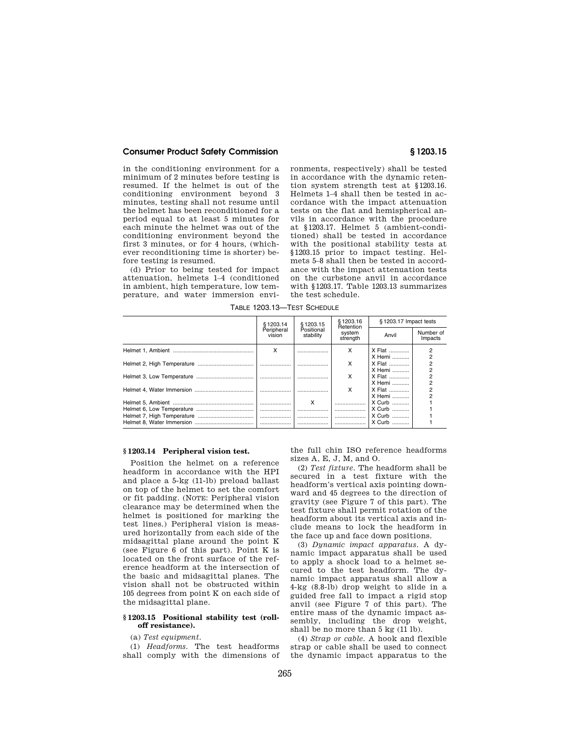in the conditioning environment for a minimum of 2 minutes before testing is resumed. If the helmet is out of the conditioning environment beyond 3 minutes, testing shall not resume until the helmet has been reconditioned for a period equal to at least 5 minutes for each minute the helmet was out of the conditioning environment beyond the first 3 minutes, or for 4 hours, (whichever reconditioning time is shorter) before testing is resumed.

(d) Prior to being tested for impact attenuation, helmets 1–4 (conditioned in ambient, high temperature, low temperature, and water immersion environments, respectively) shall be tested in accordance with the dynamic retention system strength test at §1203.16. Helmets 1–4 shall then be tested in accordance with the impact attenuation tests on the flat and hemispherical anvils in accordance with the procedure at §1203.17. Helmet 5 (ambient-conditioned) shall be tested in accordance with the positional stability tests at §1203.15 prior to impact testing. Helmets 5–8 shall then be tested in accordance with the impact attenuation tests on the curbstone anvil in accordance with §1203.17. Table 1203.13 summarizes the test schedule.

TABLE 1203.13—TEST SCHEDULE

| | §1203.14 Peripheral vision | §1203.15 Positional stability | §1203.16 Retention system strength | §1203.17 Impact tests | |
|---|---|---|---|---|---|
| | | | | Anvil | Number of Impacts |
| Helmet 1, Ambient | X | | X | X Flat | 2 |
| | | | | X Hemi | 2 |
| Helmet 2, High Temperature | | | X | X Flat | 2 |
| | | | | X Hemi | 2 |
| Helmet 3, Low Temperature | | | X | X Flat | 2 |
| | | | | X Hemi | 2 |
| Helmet 4, Water Immersion | | | X | X Flat | 2 |
| | | | | X Hemi | 2 |
| Helmet 5, Ambient | | X | | X Curb | 1 |
| Helmet 6, Low Temperature | | | | X Curb | 1 |
| Helmet 7, High Temperature | | | | X Curb | 1 |
| Helmet 8, Water Immersion | | | | X Curb | 1 |

## §1203.14 Peripheral vision test.

Position the helmet on a reference headform in accordance with the HPI and place a 5-kg (11-lb) preload ballast on top of the helmet to set the comfort or fit padding. (NOTE: Peripheral vision clearance may be determined when the helmet is positioned for marking the test lines.) Peripheral vision is measured horizontally from each side of the midsagittal plane around the point K (see Figure 6 of this part). Point K is located on the front surface of the reference headform at the intersection of the basic and midsagittal planes. The vision shall not be obstructed within 105 degrees from point K on each side of the midsagittal plane.

## §1203.15 Positional stability test (roll-off resistance).

(a) *Test equipment.*

(1) *Headforms.* The test headforms shall comply with the dimensions of the full chin ISO reference headforms sizes A, E, J, M, and O.

(2) *Test fixture.* The headform shall be secured in a test fixture with the headform's vertical axis pointing downward and 45 degrees to the direction of gravity (see Figure 7 of this part). The test fixture shall permit rotation of the headform about its vertical axis and include means to lock the headform in the face up and face down positions.

(3) *Dynamic impact apparatus.* A dynamic impact apparatus shall be used to apply a shock load to a helmet secured to the test headform. The dynamic impact apparatus shall allow a 4-kg (8.8-lb) drop weight to slide in a guided free fall to impact a rigid stop anvil (see Figure 7 of this part). The entire mass of the dynamic impact assembly, including the drop weight, shall be no more than 5 kg (11 lb).

(4) *Strap or cable.* A hook and flexible strap or cable shall be used to connect the dynamic impact apparatus to the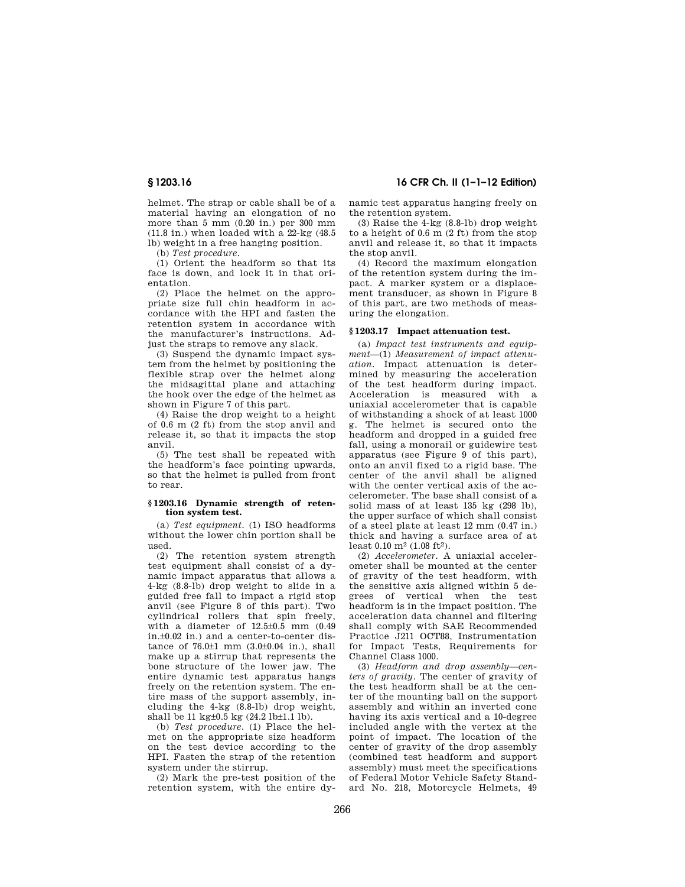helmet. The strap or cable shall be of a material having an elongation of no more than 5 mm (0.20 in.) per 300 mm (11.8 in.) when loaded with a 22-kg (48.5 lb) weight in a free hanging position.

(b) *Test procedure*.

(1) Orient the headform so that its face is down, and lock it in that orientation.

(2) Place the helmet on the appropriate size full chin headform in accordance with the HPI and fasten the retention system in accordance with the manufacturer's instructions. Adjust the straps to remove any slack.

(3) Suspend the dynamic impact system from the helmet by positioning the flexible strap over the helmet along the midsagittal plane and attaching the hook over the edge of the helmet as shown in Figure 7 of this part.

(4) Raise the drop weight to a height of 0.6 m (2 ft) from the stop anvil and release it, so that it impacts the stop anvil.

(5) The test shall be repeated with the headform's face pointing upwards, so that the helmet is pulled from front to rear.

#### § 1203.16 Dynamic strength of retention system test.

(a) *Test equipment*. (1) ISO headforms without the lower chin portion shall be used.

(2) The retention system strength test equipment shall consist of a dynamic impact apparatus that allows a 4-kg (8.8-lb) drop weight to slide in a guided free fall to impact a rigid stop anvil (see Figure 8 of this part). Two cylindrical rollers that spin freely, with a diameter of 12.5±0.5 mm (0.49 in.±0.02 in.) and a center-to-center distance of 76.0±1 mm (3.0±0.04 in.), shall make up a stirrup that represents the bone structure of the lower jaw. The entire dynamic test apparatus hangs freely on the retention system. The entire mass of the support assembly, including the 4-kg (8.8-lb) drop weight, shall be 11 kg±0.5 kg (24.2 lb±1.1 lb).

(b) *Test procedure*. (1) Place the helmet on the appropriate size headform on the test device according to the HPI. Fasten the strap of the retention system under the stirrup.

(2) Mark the pre-test position of the retention system, with the entire dynamic test apparatus hanging freely on the retention system.

(3) Raise the 4-kg (8.8-lb) drop weight to a height of 0.6 m (2 ft) from the stop anvil and release it, so that it impacts the stop anvil.

(4) Record the maximum elongation of the retention system during the impact. A marker system or a displacement transducer, as shown in Figure 8 of this part, are two methods of measuring the elongation.

#### § 1203.17 Impact attenuation test.

(a) *Impact test instruments and equipment*—(1) *Measurement of impact attenuation*. Impact attenuation is determined by measuring the acceleration of the test headform during impact. Acceleration is measured with a uniaxial accelerometer that is capable of withstanding a shock of at least 1000 g. The helmet is secured onto the headform and dropped in a guided free fall, using a monorail or guidewire test apparatus (see Figure 9 of this part), onto an anvil fixed to a rigid base. The center of the anvil shall be aligned with the center vertical axis of the accelerometer. The base shall consist of a solid mass of at least 135 kg (298 lb), the upper surface of which shall consist of a steel plate at least 12 mm (0.47 in.) thick and having a surface area of at least 0.10 m$^2$ (1.08 ft$^2$).

(2) *Accelerometer*. A uniaxial accelerometer shall be mounted at the center of gravity of the test headform, with the sensitive axis aligned within 5 degrees of vertical when the test headform is in the impact position. The acceleration data channel and filtering shall comply with SAE Recommended Practice J211 OCT88, Instrumentation for Impact Tests, Requirements for Channel Class 1000.

(3) *Headform and drop assembly—centers of gravity*. The center of gravity of the test headform shall be at the center of the mounting ball on the support assembly and within an inverted cone having its axis vertical and a 10-degree included angle with the vertex at the point of impact. The location of the center of gravity of the drop assembly (combined test headform and support assembly) must meet the specifications of Federal Motor Vehicle Safety Standard No. 218, Motorcycle Helmets, 49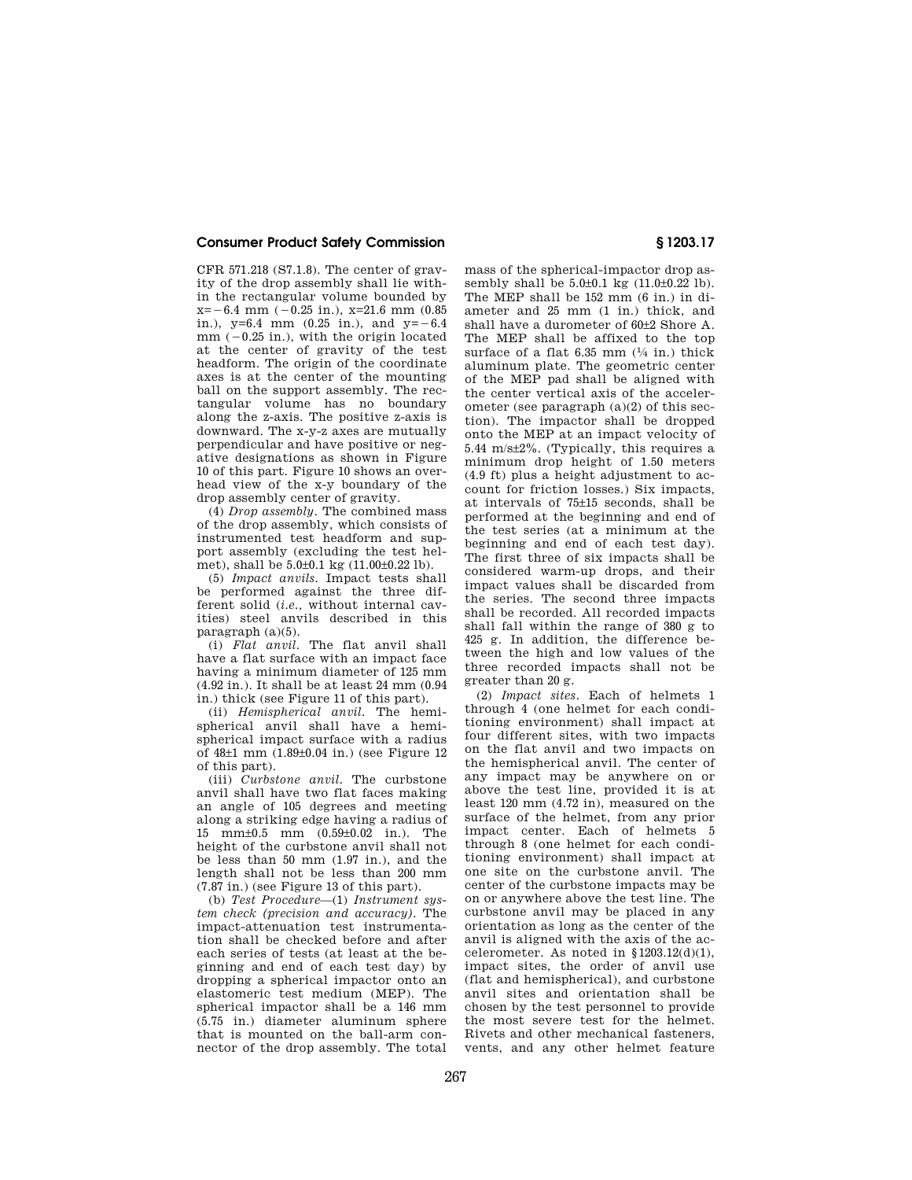CFR 571.218 (S7.1.8). The center of gravity of the drop assembly shall lie within the rectangular volume bounded by x=−6.4 mm (−0.25 in.), x=21.6 mm (0.85 in.), y=6.4 mm (0.25 in.), and y=−6.4 mm (−0.25 in.), with the origin located at the center of gravity of the test headform. The origin of the coordinate axes is at the center of the mounting ball on the support assembly. The rectangular volume has no boundary along the z-axis. The positive z-axis is downward. The x-y-z axes are mutually perpendicular and have positive or negative designations as shown in Figure 10 of this part. Figure 10 shows an overhead view of the x-y boundary of the drop assembly center of gravity.

(4) *Drop assembly*. The combined mass of the drop assembly, which consists of instrumented test headform and support assembly (excluding the test helmet), shall be 5.0±0.1 kg (11.00±0.22 lb).

(5) *Impact anvils*. Impact tests shall be performed against the three different solid (*i.e.*, without internal cavities) steel anvils described in this paragraph (a)(5).

(i) *Flat anvil*. The flat anvil shall have a flat surface with an impact face having a minimum diameter of 125 mm (4.92 in.). It shall be at least 24 mm (0.94 in.) thick (see Figure 11 of this part).

(ii) *Hemispherical anvil*. The hemispherical anvil shall have a hemispherical impact surface with a radius of 48±1 mm (1.89±0.04 in.) (see Figure 12 of this part).

(iii) *Curbstone anvil*. The curbstone anvil shall have two flat faces making an angle of 105 degrees and meeting along a striking edge having a radius of 15 mm±0.5 mm (0.59±0.02 in.). The height of the curbstone anvil shall not be less than 50 mm (1.97 in.), and the length shall not be less than 200 mm (7.87 in.) (see Figure 13 of this part).

(b) *Test Procedure*—(1) *Instrument system check (precision and accuracy)*. The impact-attenuation test instrumentation shall be checked before and after each series of tests (at least at the beginning and end of each test day) by dropping a spherical impactor onto an elastomeric test medium (MEP). The spherical impactor shall be a 146 mm (5.75 in.) diameter aluminum sphere that is mounted on the ball-arm connector of the drop assembly. The total mass of the spherical-impactor drop assembly shall be 5.0±0.1 kg (11.0±0.22 lb). The MEP shall be 152 mm (6 in.) in diameter and 25 mm (1 in.) thick, and shall have a durometer of 60±2 Shore A. The MEP shall be affixed to the top surface of a flat 6.35 mm (¼ in.) thick aluminum plate. The geometric center of the MEP pad shall be aligned with the center vertical axis of the accelerometer (see paragraph (a)(2) of this section). The impactor shall be dropped onto the MEP at an impact velocity of 5.44 m/s±2%. (Typically, this requires a minimum drop height of 1.50 meters (4.9 ft) plus a height adjustment to account for friction losses.) Six impacts, at intervals of 75±15 seconds, shall be performed at the beginning and end of the test series (at a minimum at the beginning and end of each test day). The first three of six impacts shall be considered warm-up drops, and their impact values shall be discarded from the series. The second three impacts shall be recorded. All recorded impacts shall fall within the range of 380 g to 425 g. In addition, the difference between the high and low values of the three recorded impacts shall not be greater than 20 g.

(2) *Impact sites*. Each of helmets 1 through 4 (one helmet for each conditioning environment) shall impact at four different sites, with two impacts on the flat anvil and two impacts on the hemispherical anvil. The center of any impact may be anywhere on or above the test line, provided it is at least 120 mm (4.72 in), measured on the surface of the helmet, from any prior impact center. Each of helmets 5 through 8 (one helmet for each conditioning environment) shall impact at one site on the curbstone anvil. The center of the curbstone impacts may be on or anywhere above the test line. The curbstone anvil may be placed in any orientation as long as the center of the anvil is aligned with the axis of the accelerometer. As noted in §1203.12(d)(1), impact sites, the order of anvil use (flat and hemispherical), and curbstone anvil sites and orientation shall be chosen by the test personnel to provide the most severe test for the helmet. Rivets and other mechanical fasteners, vents, and any other helmet feature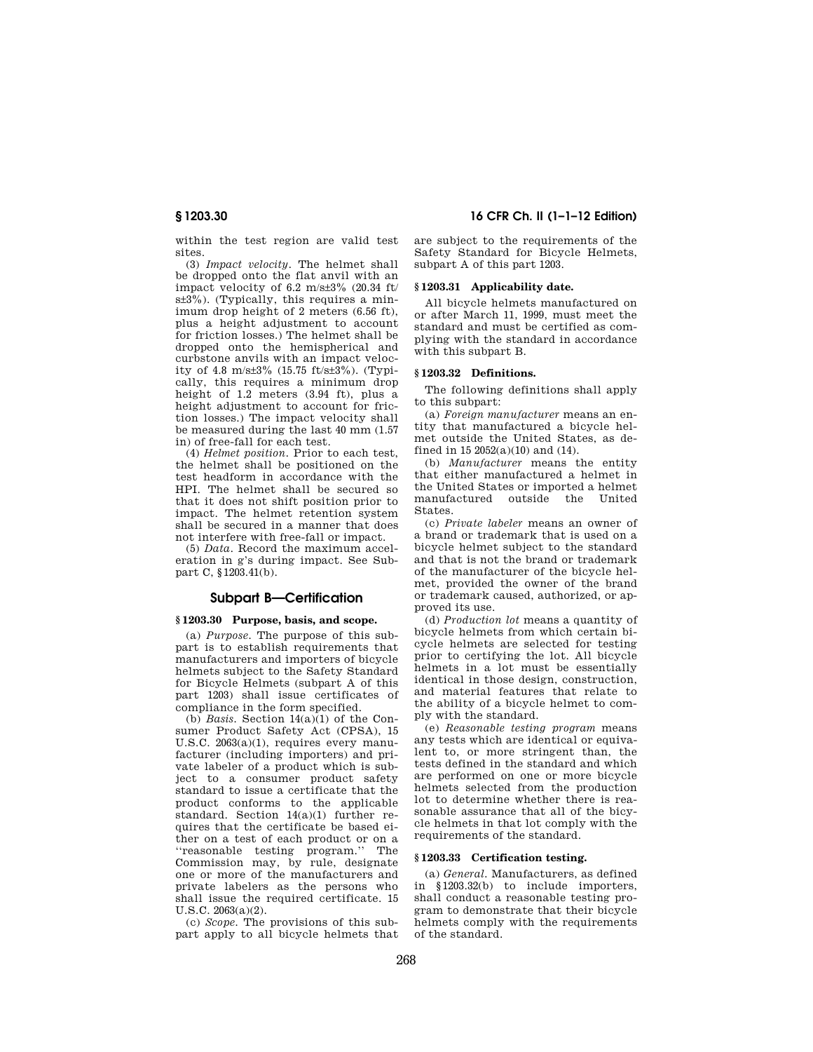within the test region are valid test sites.

(3) *Impact velocity*. The helmet shall be dropped onto the flat anvil with an impact velocity of 6.2 m/s±3% (20.34 ft/s±3%). (Typically, this requires a minimum drop height of 2 meters (6.56 ft), plus a height adjustment to account for friction losses.) The helmet shall be dropped onto the hemispherical and curbstone anvils with an impact velocity of 4.8 m/s±3% (15.75 ft/s±3%). (Typically, this requires a minimum drop height of 1.2 meters (3.94 ft), plus a height adjustment to account for friction losses.) The impact velocity shall be measured during the last 40 mm (1.57 in) of free-fall for each test.

(4) *Helmet position*. Prior to each test, the helmet shall be positioned on the test headform in accordance with the HPI. The helmet shall be secured so that it does not shift position prior to impact. The helmet retention system shall be secured in a manner that does not interfere with free-fall or impact.

(5) *Data*. Record the maximum acceleration in g's during impact. See Subpart C, §1203.41(b).

## Subpart B—Certification

### §1203.30 Purpose, basis, and scope.

(a) *Purpose*. The purpose of this subpart is to establish requirements that manufacturers and importers of bicycle helmets subject to the Safety Standard for Bicycle Helmets (subpart A of this part 1203) shall issue certificates of compliance in the form specified.

(b) *Basis*. Section 14(a)(1) of the Consumer Product Safety Act (CPSA), 15 U.S.C. 2063(a)(1), requires every manufacturer (including importers) and private labeler of a product which is subject to a consumer product safety standard to issue a certificate that the product conforms to the applicable standard. Section 14(a)(1) further requires that the certificate be based either on a test of each product or on a ''reasonable testing program.'' The Commission may, by rule, designate one or more of the manufacturers and private labelers as the persons who shall issue the required certificate. 15 U.S.C. 2063(a)(2).

(c) *Scope*. The provisions of this subpart apply to all bicycle helmets that are subject to the requirements of the Safety Standard for Bicycle Helmets, subpart A of this part 1203.

### §1203.31 Applicability date.

All bicycle helmets manufactured on or after March 11, 1999, must meet the standard and must be certified as complying with the standard in accordance with this subpart B.

### §1203.32 Definitions.

The following definitions shall apply to this subpart:

(a) *Foreign manufacturer* means an entity that manufactured a bicycle helmet outside the United States, as defined in 15 2052(a)(10) and (14).

(b) *Manufacturer* means the entity that either manufactured a helmet in the United States or imported a helmet manufactured outside the United States.

(c) *Private labeler* means an owner of a brand or trademark that is used on a bicycle helmet subject to the standard and that is not the brand or trademark of the manufacturer of the bicycle helmet, provided the owner of the brand or trademark caused, authorized, or approved its use.

(d) *Production lot* means a quantity of bicycle helmets from which certain bicycle helmets are selected for testing prior to certifying the lot. All bicycle helmets in a lot must be essentially identical in those design, construction, and material features that relate to the ability of a bicycle helmet to comply with the standard.

(e) *Reasonable testing program* means any tests which are identical or equivalent to, or more stringent than, the tests defined in the standard and which are performed on one or more bicycle helmets selected from the production lot to determine whether there is reasonable assurance that all of the bicycle helmets in that lot comply with the requirements of the standard.

### §1203.33 Certification testing.

(a) *General*. Manufacturers, as defined in §1203.32(b) to include importers, shall conduct a reasonable testing program to demonstrate that their bicycle helmets comply with the requirements of the standard.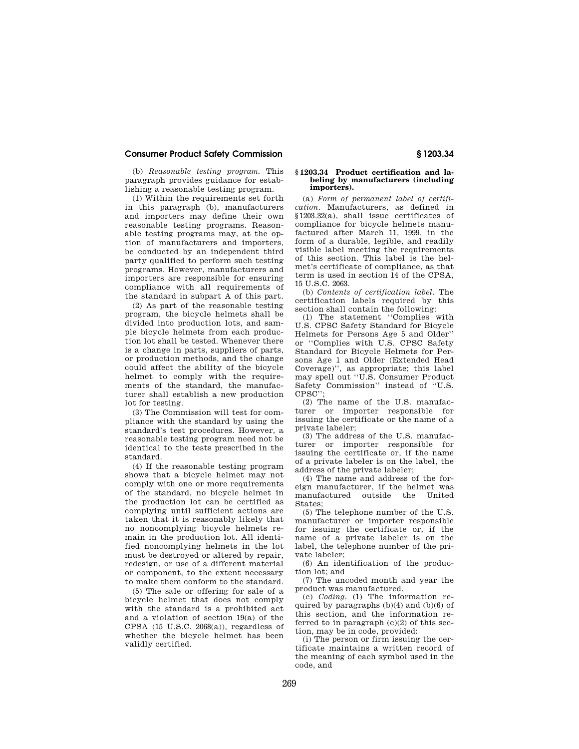(b) *Reasonable testing program*. This paragraph provides guidance for establishing a reasonable testing program.

(1) Within the requirements set forth in this paragraph (b), manufacturers and importers may define their own reasonable testing programs. Reasonable testing programs may, at the option of manufacturers and importers, be conducted by an independent third party qualified to perform such testing programs. However, manufacturers and importers are responsible for ensuring compliance with all requirements of the standard in subpart A of this part.

(2) As part of the reasonable testing program, the bicycle helmets shall be divided into production lots, and sample bicycle helmets from each production lot shall be tested. Whenever there is a change in parts, suppliers of parts, or production methods, and the change could affect the ability of the bicycle helmet to comply with the requirements of the standard, the manufacturer shall establish a new production lot for testing.

(3) The Commission will test for compliance with the standard by using the standard's test procedures. However, a reasonable testing program need not be identical to the tests prescribed in the standard.

(4) If the reasonable testing program shows that a bicycle helmet may not comply with one or more requirements of the standard, no bicycle helmet in the production lot can be certified as complying until sufficient actions are taken that it is reasonably likely that no noncomplying bicycle helmets remain in the production lot. All identified noncomplying helmets in the lot must be destroyed or altered by repair, redesign, or use of a different material or component, to the extent necessary to make them conform to the standard.

(5) The sale or offering for sale of a bicycle helmet that does not comply with the standard is a prohibited act and a violation of section 19(a) of the CPSA (15 U.S.C. 2068(a)), regardless of whether the bicycle helmet has been validly certified.

### § 1203.34 Product certification and labeling by manufacturers (including importers).

(a) *Form of permanent label of certification*. Manufacturers, as defined in §1203.32(a), shall issue certificates of compliance for bicycle helmets manufactured after March 11, 1999, in the form of a durable, legible, and readily visible label meeting the requirements of this section. This label is the helmet's certificate of compliance, as that term is used in section 14 of the CPSA, 15 U.S.C. 2063.

(b) *Contents of certification label*. The certification labels required by this section shall contain the following:

(1) The statement ''Complies with U.S. CPSC Safety Standard for Bicycle Helmets for Persons Age 5 and Older'' or ''Complies with U.S. CPSC Safety Standard for Bicycle Helmets for Persons Age 1 and Older (Extended Head Coverage)'', as appropriate; this label may spell out ''U.S. Consumer Product Safety Commission'' instead of ''U.S. CPSC'';

(2) The name of the U.S. manufacturer or importer responsible for issuing the certificate or the name of a private labeler;

(3) The address of the U.S. manufacturer or importer responsible for issuing the certificate or, if the name of a private labeler is on the label, the address of the private labeler;

(4) The name and address of the foreign manufacturer, if the helmet was manufactured outside the United States;

(5) The telephone number of the U.S. manufacturer or importer responsible for issuing the certificate or, if the name of a private labeler is on the label, the telephone number of the private labeler;

(6) An identification of the production lot; and

(7) The uncoded month and year the product was manufactured.

(c) *Coding*. (1) The information required by paragraphs (b)(4) and (b)(6) of this section, and the information referred to in paragraph (c)(2) of this section, may be in code, provided:

(i) The person or firm issuing the certificate maintains a written record of the meaning of each symbol used in the code, and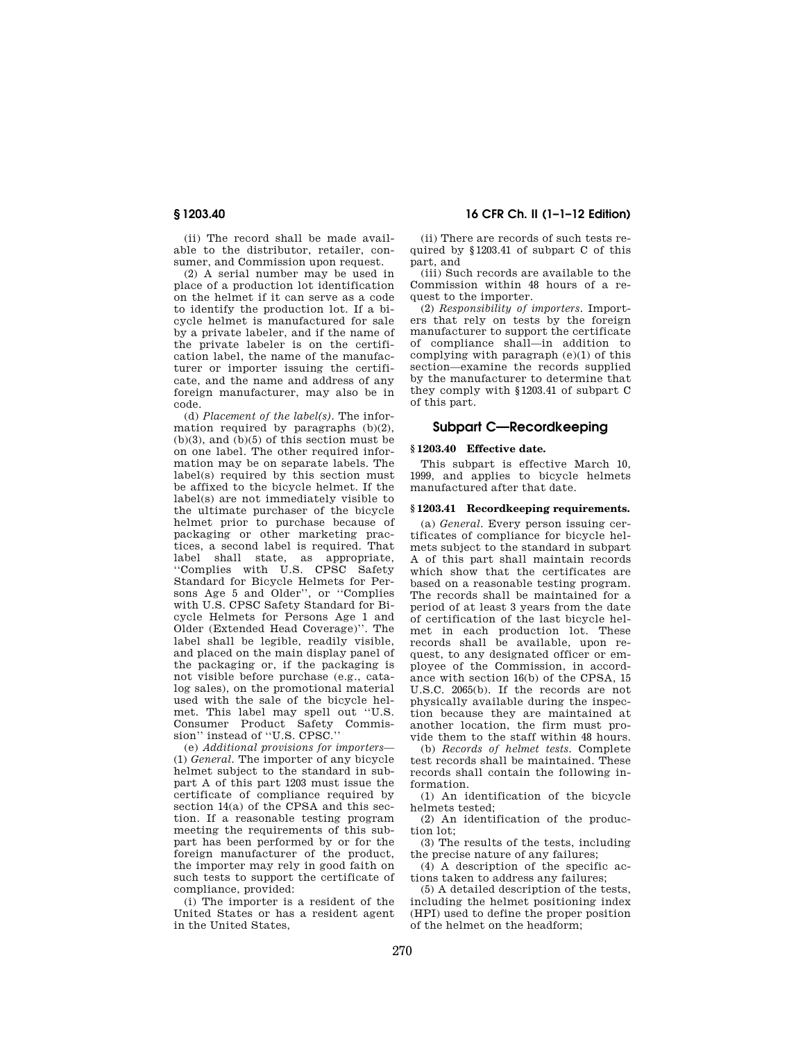(ii) The record shall be made available to the distributor, retailer, consumer, and Commission upon request.

(2) A serial number may be used in place of a production lot identification on the helmet if it can serve as a code to identify the production lot. If a bicycle helmet is manufactured for sale by a private labeler, and if the name of the private labeler is on the certification label, the name of the manufacturer or importer issuing the certificate, and the name and address of any foreign manufacturer, may also be in code.

(d) *Placement of the label(s).* The information required by paragraphs (b)(2), (b)(3), and (b)(5) of this section must be on one label. The other required information may be on separate labels. The label(s) required by this section must be affixed to the bicycle helmet. If the label(s) are not immediately visible to the ultimate purchaser of the bicycle helmet prior to purchase because of packaging or other marketing practices, a second label is required. That label shall state, as appropriate, ''Complies with U.S. CPSC Safety Standard for Bicycle Helmets for Persons Age 5 and Older'', or ''Complies with U.S. CPSC Safety Standard for Bicycle Helmets for Persons Age 1 and Older (Extended Head Coverage)''. The label shall be legible, readily visible, and placed on the main display panel of the packaging or, if the packaging is not visible before purchase (e.g., catalog sales), on the promotional material used with the sale of the bicycle helmet. This label may spell out ''U.S. Consumer Product Safety Commission'' instead of ''U.S. CPSC.''

(e) *Additional provisions for importers*—(1) *General.* The importer of any bicycle helmet subject to the standard in subpart A of this part 1203 must issue the certificate of compliance required by section 14(a) of the CPSA and this section. If a reasonable testing program meeting the requirements of this subpart has been performed by or for the foreign manufacturer of the product, the importer may rely in good faith on such tests to support the certificate of compliance, provided:

(i) The importer is a resident of the United States or has a resident agent in the United States,

(ii) There are records of such tests required by §1203.41 of subpart C of this part, and

(iii) Such records are available to the Commission within 48 hours of a request to the importer.

(2) *Responsibility of importers.* Importers that rely on tests by the foreign manufacturer to support the certificate of compliance shall—in addition to complying with paragraph (e)(1) of this section—examine the records supplied by the manufacturer to determine that they comply with §1203.41 of subpart C of this part.

## Subpart C—Recordkeeping

### §1203.40 Effective date.

This subpart is effective March 10, 1999, and applies to bicycle helmets manufactured after that date.

### §1203.41 Recordkeeping requirements.

(a) *General.* Every person issuing certificates of compliance for bicycle helmets subject to the standard in subpart A of this part shall maintain records which show that the certificates are based on a reasonable testing program. The records shall be maintained for a period of at least 3 years from the date of certification of the last bicycle helmet in each production lot. These records shall be available, upon request, to any designated officer or employee of the Commission, in accordance with section 16(b) of the CPSA, 15 U.S.C. 2065(b). If the records are not physically available during the inspection because they are maintained at another location, the firm must provide them to the staff within 48 hours.

(b) *Records of helmet tests.* Complete test records shall be maintained. These records shall contain the following information.

(1) An identification of the bicycle helmets tested;

(2) An identification of the production lot;

(3) The results of the tests, including the precise nature of any failures;

(4) A description of the specific actions taken to address any failures;

(5) A detailed description of the tests, including the helmet positioning index (HPI) used to define the proper position of the helmet on the headform;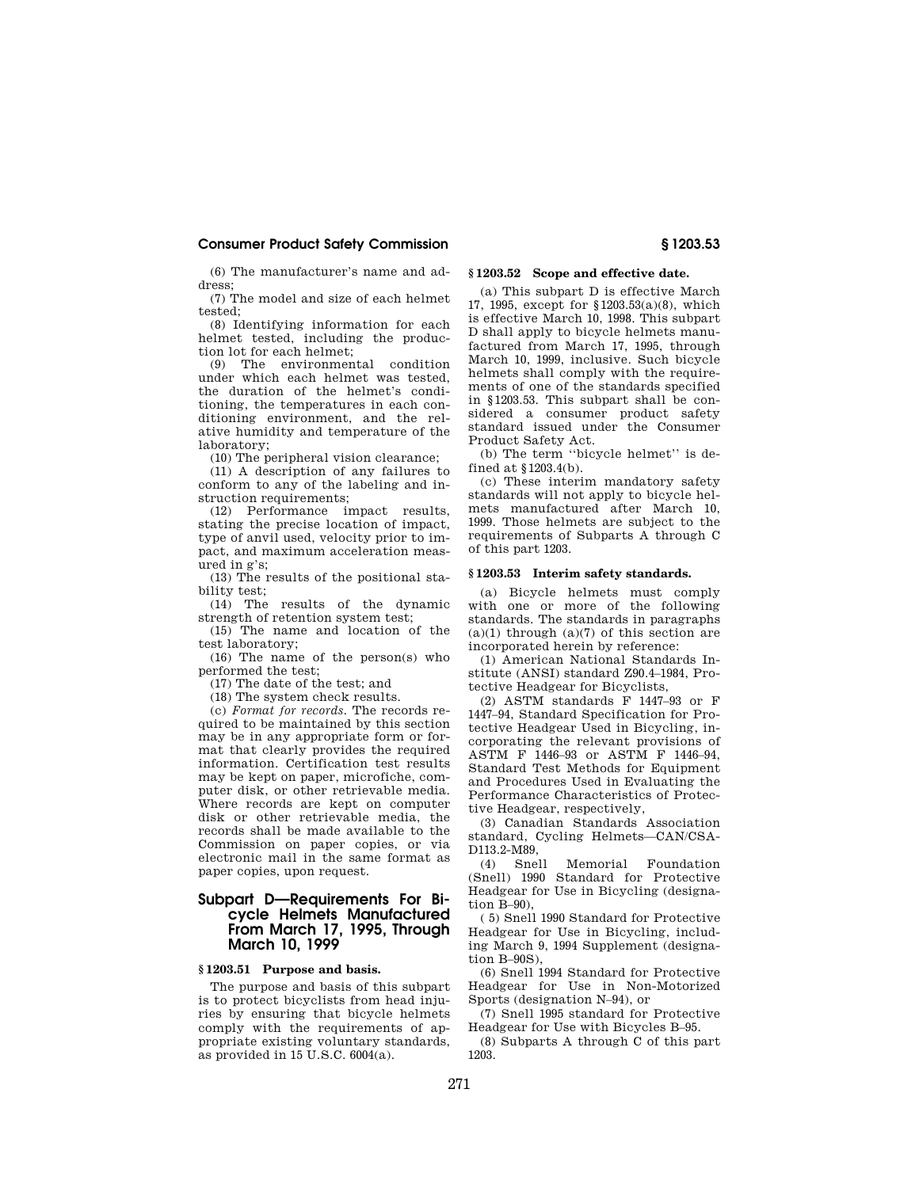(6) The manufacturer's name and address;

(7) The model and size of each helmet tested;

(8) Identifying information for each helmet tested, including the production lot for each helmet;

(9) The environmental condition under which each helmet was tested, the duration of the helmet's conditioning, the temperatures in each conditioning environment, and the relative humidity and temperature of the laboratory;

(10) The peripheral vision clearance;

(11) A description of any failures to conform to any of the labeling and instruction requirements;

(12) Performance impact results, stating the precise location of impact, type of anvil used, velocity prior to impact, and maximum acceleration measured in g's;

(13) The results of the positional stability test;

(14) The results of the dynamic strength of retention system test;

(15) The name and location of the test laboratory;

(16) The name of the person(s) who performed the test;

(17) The date of the test; and

(18) The system check results.

(c) *Format for records.* The records required to be maintained by this section may be in any appropriate form or format that clearly provides the required information. Certification test results may be kept on paper, microfiche, computer disk, or other retrievable media. Where records are kept on computer disk or other retrievable media, the records shall be made available to the Commission on paper copies, or via electronic mail in the same format as paper copies, upon request.

## Subpart D—Requirements For Bicycle Helmets Manufactured From March 17, 1995, Through March 10, 1999

### § 1203.51 Purpose and basis.

The purpose and basis of this subpart is to protect bicyclists from head injuries by ensuring that bicycle helmets comply with the requirements of appropriate existing voluntary standards, as provided in 15 U.S.C. 6004(a).

### § 1203.52 Scope and effective date.

(a) This subpart D is effective March 17, 1995, except for § 1203.53(a)(8), which is effective March 10, 1998. This subpart D shall apply to bicycle helmets manufactured from March 17, 1995, through March 10, 1999, inclusive. Such bicycle helmets shall comply with the requirements of one of the standards specified in § 1203.53. This subpart shall be considered a consumer product safety standard issued under the Consumer Product Safety Act.

(b) The term ''bicycle helmet'' is defined at § 1203.4(b).

(c) These interim mandatory safety standards will not apply to bicycle helmets manufactured after March 10, 1999. Those helmets are subject to the requirements of Subparts A through C of this part 1203.

### § 1203.53 Interim safety standards.

(a) Bicycle helmets must comply with one or more of the following standards. The standards in paragraphs (a)(1) through (a)(7) of this section are incorporated herein by reference:

(1) American National Standards Institute (ANSI) standard Z90.4–1984, Protective Headgear for Bicyclists,

(2) ASTM standards F 1447–93 or F 1447–94, Standard Specification for Protective Headgear Used in Bicycling, incorporating the relevant provisions of ASTM F 1446–93 or ASTM F 1446–94, Standard Test Methods for Equipment and Procedures Used in Evaluating the Performance Characteristics of Protective Headgear, respectively,

(3) Canadian Standards Association standard, Cycling Helmets—CAN/CSA-D113.2-M89,

(4) Snell Memorial Foundation (Snell) 1990 Standard for Protective Headgear for Use in Bicycling (designation B–90),

( 5) Snell 1990 Standard for Protective Headgear for Use in Bicycling, including March 9, 1994 Supplement (designation B–90S),

(6) Snell 1994 Standard for Protective Headgear for Use in Non-Motorized Sports (designation N–94), or

(7) Snell 1995 standard for Protective Headgear for Use with Bicycles B–95.

(8) Subparts A through C of this part 1203.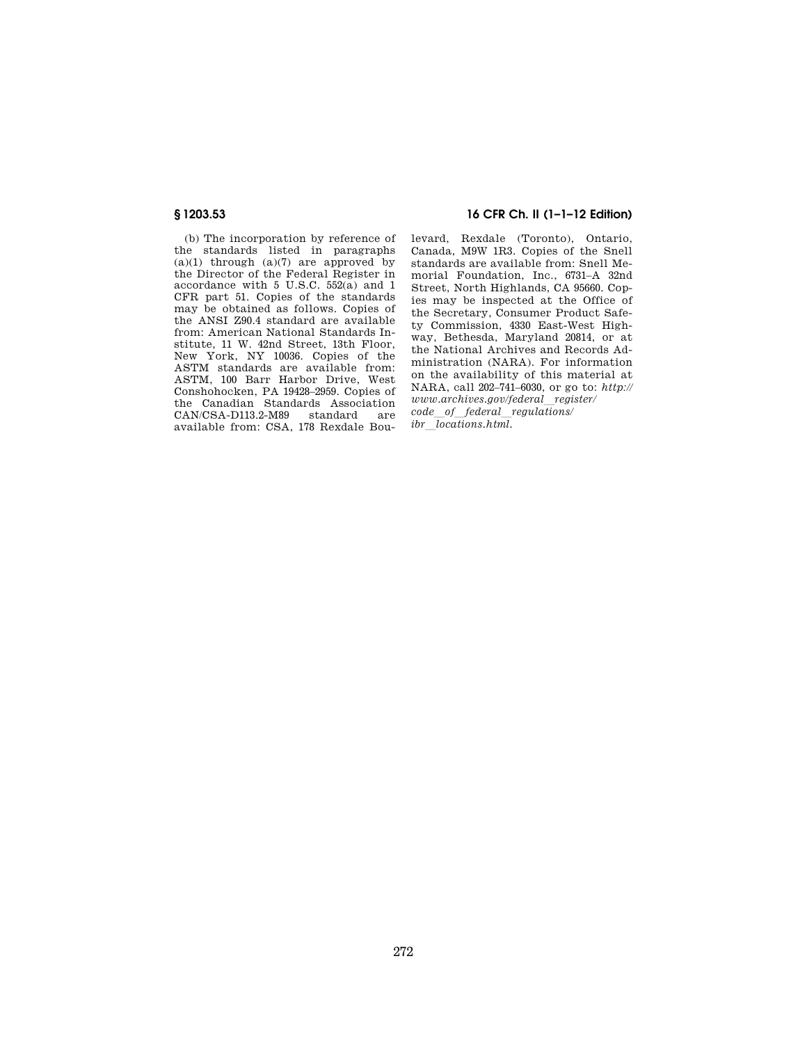(b) The incorporation by reference of the standards listed in paragraphs (a)(1) through (a)(7) are approved by the Director of the Federal Register in accordance with 5 U.S.C. 552(a) and 1 CFR part 51. Copies of the standards may be obtained as follows. Copies of the ANSI Z90.4 standard are available from: American National Standards Institute, 11 W. 42nd Street, 13th Floor, New York, NY 10036. Copies of the ASTM standards are available from: ASTM, 100 Barr Harbor Drive, West Conshohocken, PA 19428–2959. Copies of the Canadian Standards Association CAN/CSA-D113.2-M89 standard are available from: CSA, 178 Rexdale Boulevard, Rexdale (Toronto), Ontario, Canada, M9W 1R3. Copies of the Snell standards are available from: Snell Memorial Foundation, Inc., 6731–A 32nd Street, North Highlands, CA 95660. Copies may be inspected at the Office of the Secretary, Consumer Product Safety Commission, 4330 East-West Highway, Bethesda, Maryland 20814, or at the National Archives and Records Administration (NARA). For information on the availability of this material at NARA, call 202–741–6030, or go to: *http://www.archives.gov/federal_register/code_of_federal_regulations/ibr_locations.html.*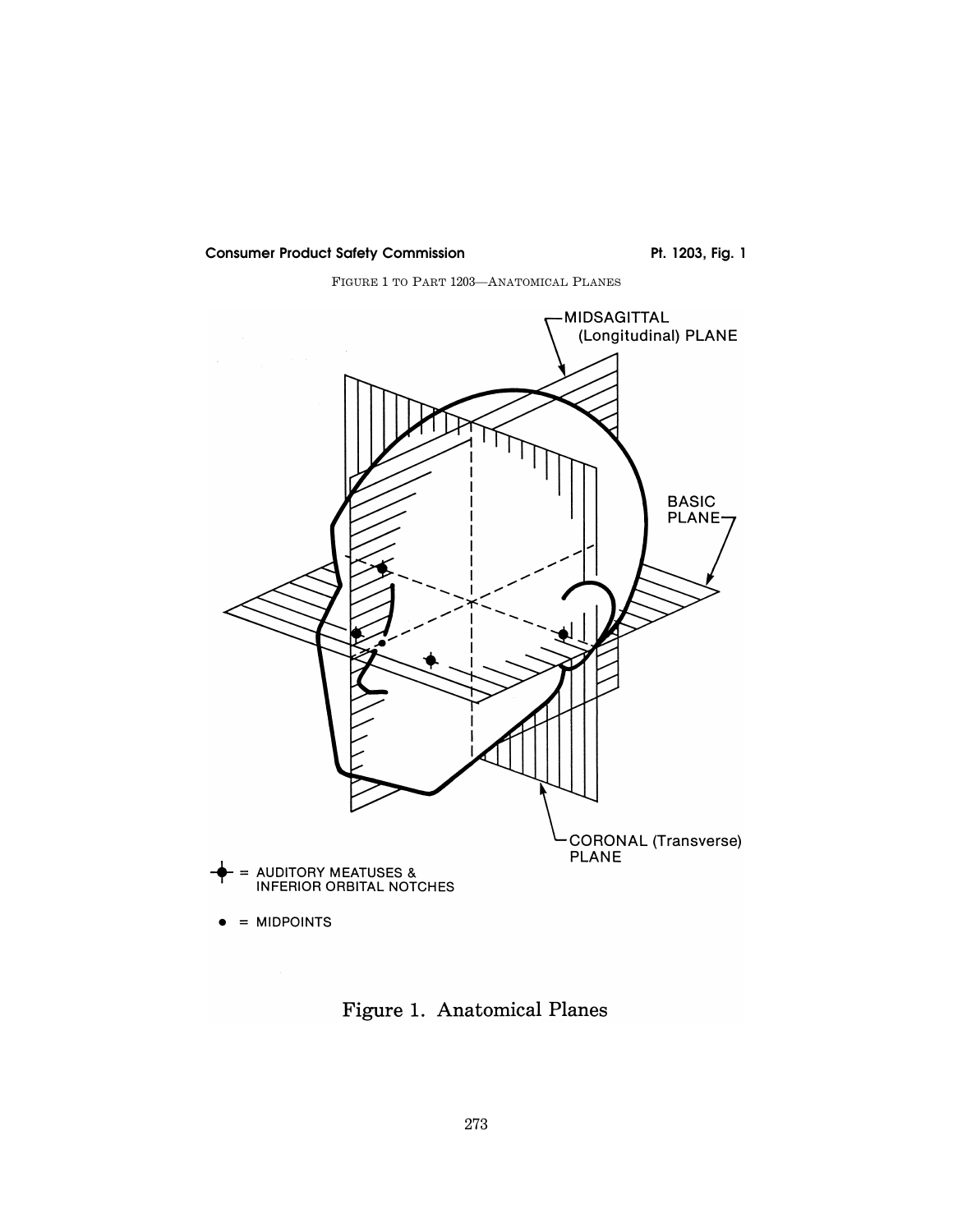FIGURE 1 TO PART 1203—ANATOMICAL PLANES

MIDSAGITTAL (Longitudinal) PLANE

BASIC PLANE

CORONAL (Transverse) PLANE

= AUDITORY MEATUSES & INFERIOR ORBITAL NOTCHES

● = MIDPOINTS

Figure 1. Anatomical Planes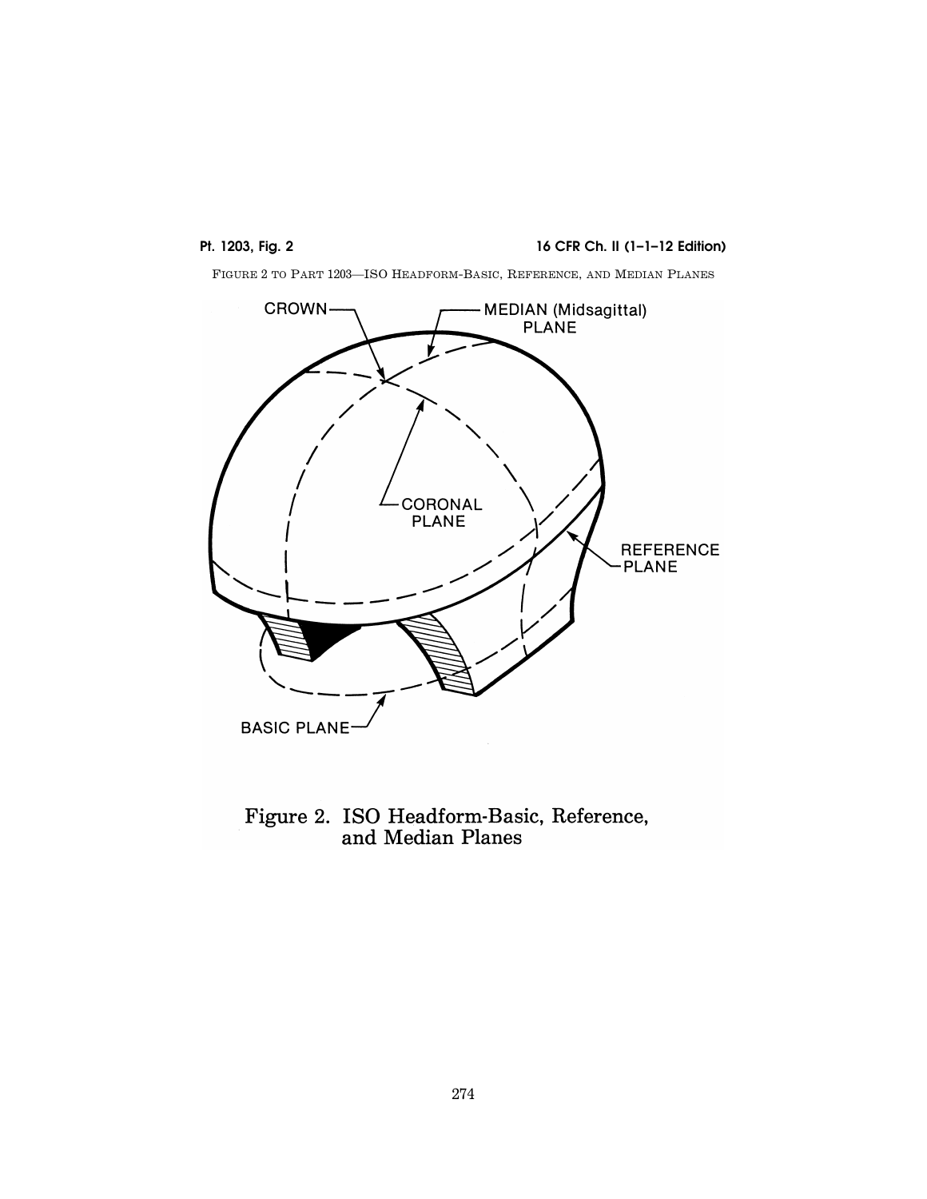FIGURE 2 TO PART 1203—ISO HEADFORM-BASIC, REFERENCE, AND MEDIAN PLANES

CROWN

MEDIAN (Midsagittal) PLANE

CORONAL PLANE

REFERENCE PLANE

BASIC PLANE

Figure 2. ISO Headform-Basic, Reference, and Median Planes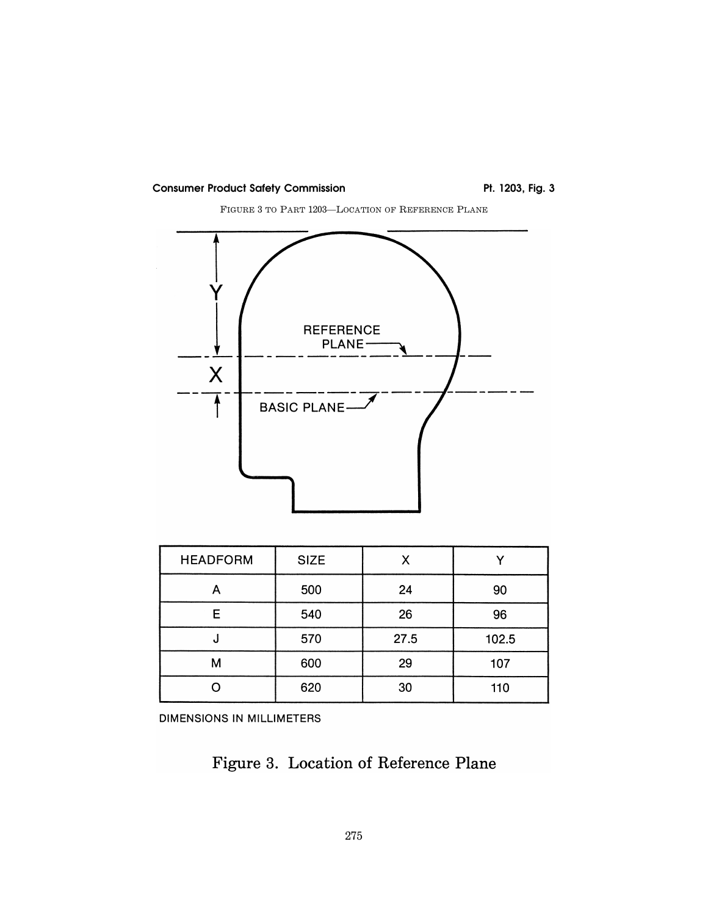FIGURE 3 TO PART 1203—LOCATION OF REFERENCE PLANE

| HEADFORM | SIZE | X | Y |
|---|---|---|---|
| A | 500 | 24 | 90 |
| E | 540 | 26 | 96 |
| J | 570 | 27.5 | 102.5 |
| M | 600 | 29 | 107 |
| O | 620 | 30 | 110 |

DIMENSIONS IN MILLIMETERS

Figure 3. Location of Reference Plane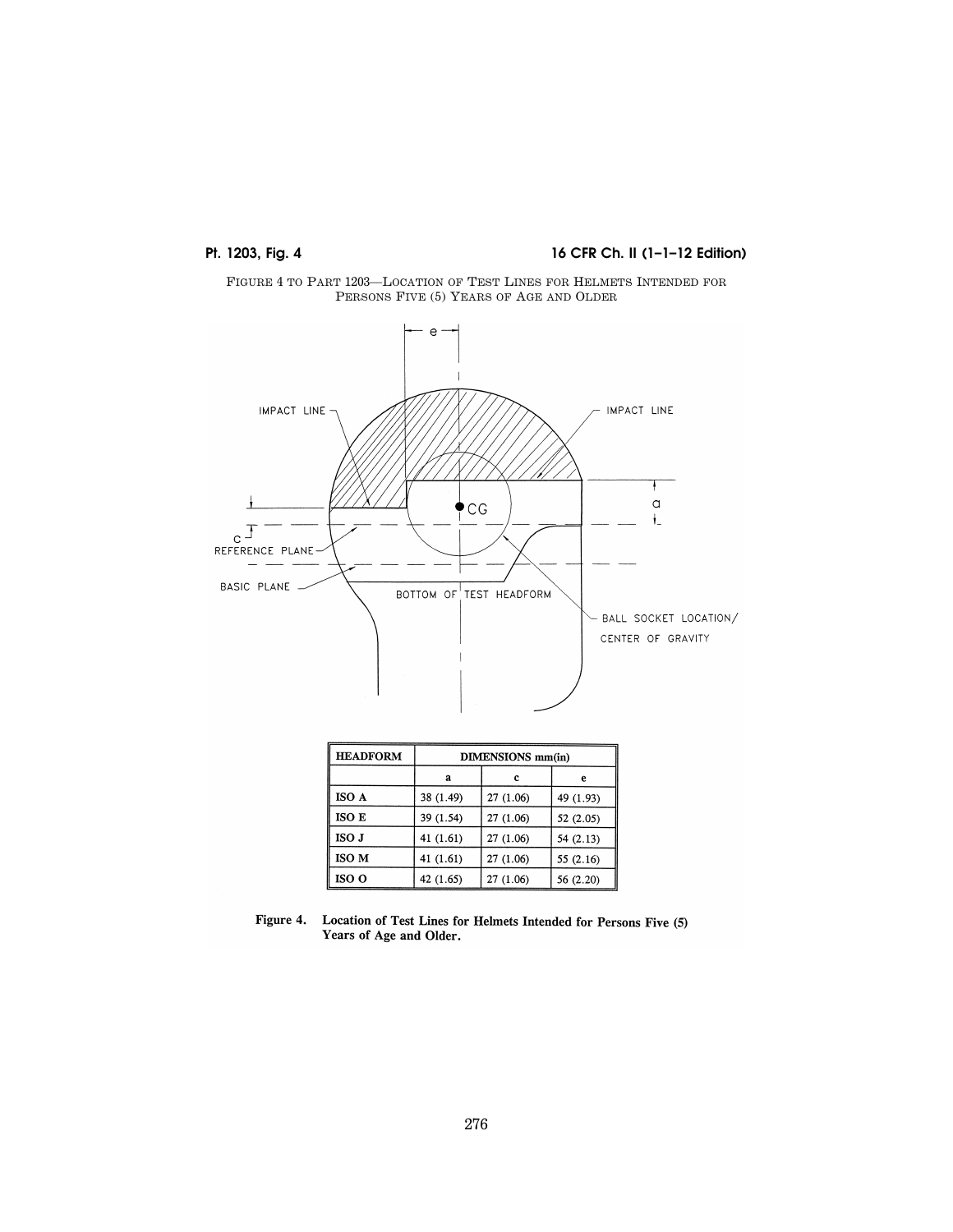FIGURE 4 TO PART 1203—LOCATION OF TEST LINES FOR HELMETS INTENDED FOR PERSONS FIVE (5) YEARS OF AGE AND OLDER

IMPACT LINE

IMPACT LINE

CG

REFERENCE PLANE

BASIC PLANE

BOTTOM OF TEST HEADFORM

BALL SOCKET LOCATION/ CENTER OF GRAVITY

| HEADFORM | DIMENSIONS mm(in) | | |
|---|---|---|---|
| | a | c | e |
| ISO A | 38 (1.49) | 27 (1.06) | 49 (1.93) |
| ISO E | 39 (1.54) | 27 (1.06) | 52 (2.05) |
| ISO J | 41 (1.61) | 27 (1.06) | 54 (2.13) |
| ISO M | 41 (1.61) | 27 (1.06) | 55 (2.16) |
| ISO O | 42 (1.65) | 27 (1.06) | 56 (2.20) |

**Figure 4. Location of Test Lines for Helmets Intended for Persons Five (5) Years of Age and Older.**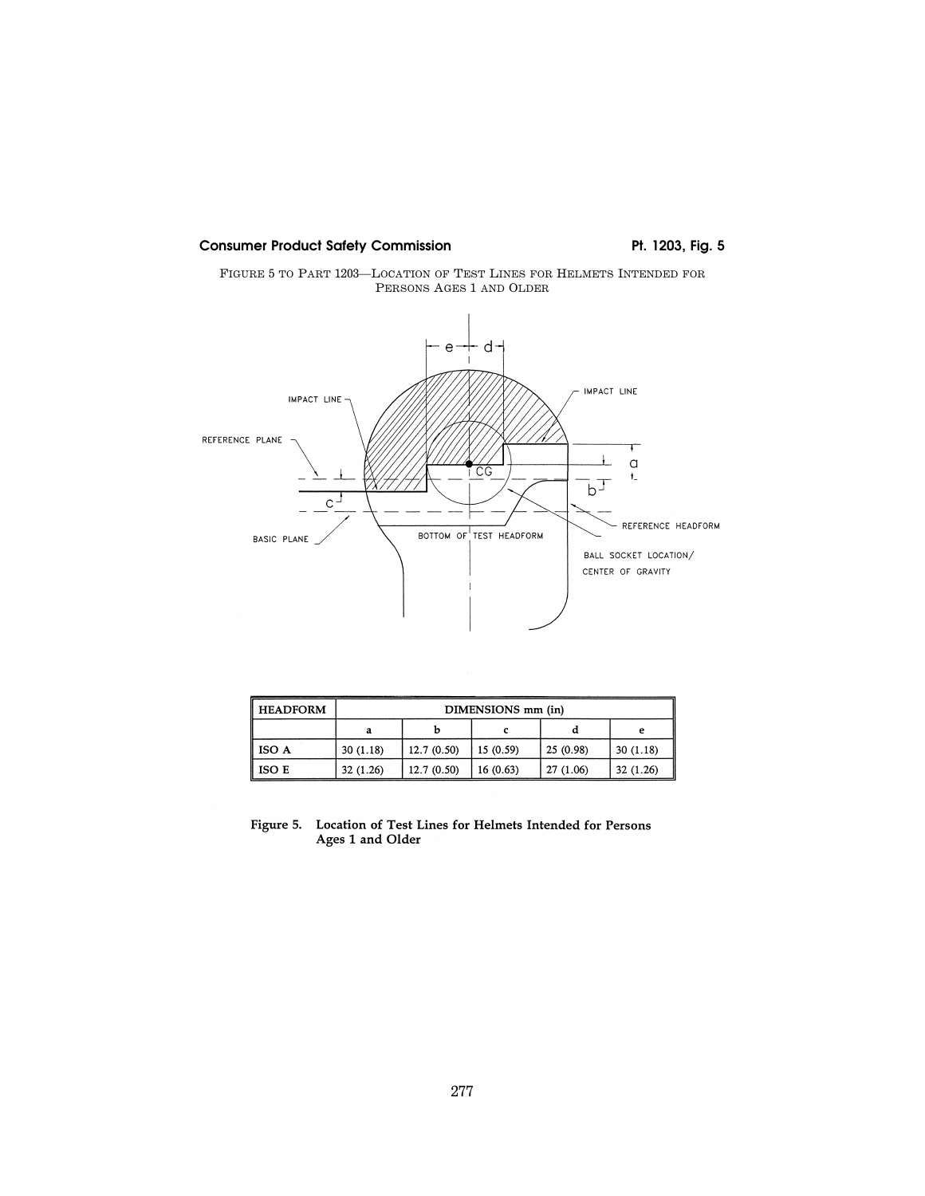FIGURE 5 TO PART 1203—LOCATION OF TEST LINES FOR HELMETS INTENDED FOR PERSONS AGES 1 AND OLDER

| HEADFORM | DIMENSIONS mm (in) | | | | |
|---|---|---|---|---|---|
| | a | b | c | d | e |
| ISO A | 30 (1.18) | 12.7 (0.50) | 15 (0.59) | 25 (0.98) | 30 (1.18) |
| ISO E | 32 (1.26) | 12.7 (0.50) | 16 (0.63) | 27 (1.06) | 32 (1.26) |

**Figure 5. Location of Test Lines for Helmets Intended for Persons Ages 1 and Older**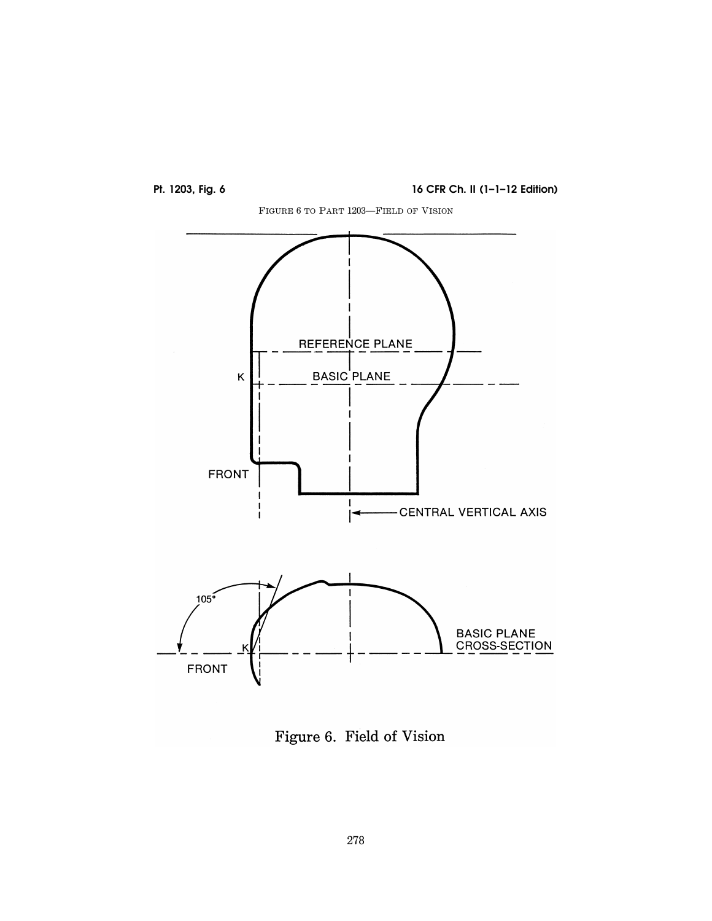FIGURE 6 TO PART 1203—FIELD OF VISION

Figure 6. Field of Vision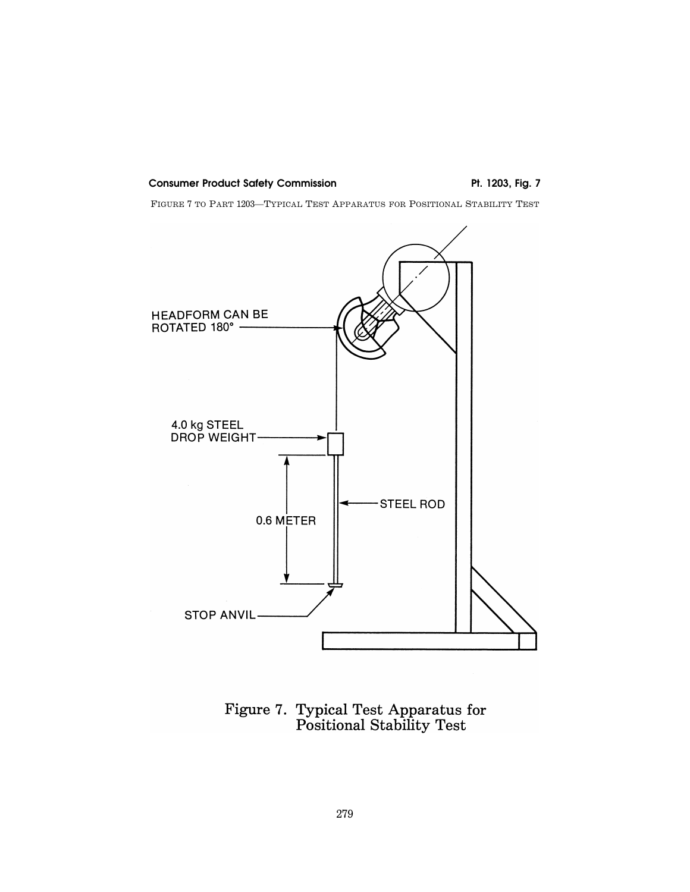FIGURE 7 TO PART 1203—TYPICAL TEST APPARATUS FOR POSITIONAL STABILITY TEST

HEADFORM CAN BE ROTATED 180°

4.0 kg STEEL DROP WEIGHT

STEEL ROD

0.6 METER

STOP ANVIL

Figure 7. Typical Test Apparatus for Positional Stability Test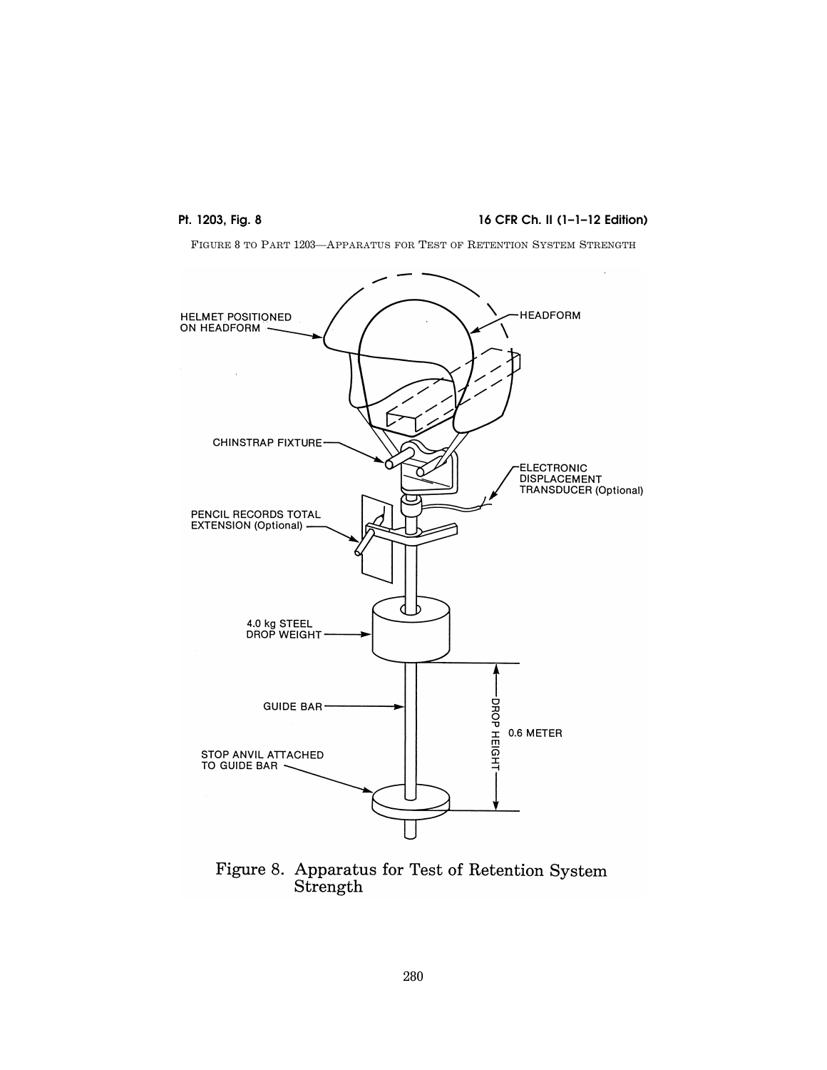FIGURE 8 TO PART 1203—APPARATUS FOR TEST OF RETENTION SYSTEM STRENGTH

HELMET POSITIONED ON HEADFORM

HEADFORM

CHINSTRAP FIXTURE

ELECTRONIC DISPLACEMENT TRANSDUCER (Optional)

PENCIL RECORDS TOTAL EXTENSION (Optional)

4.0 kg STEEL DROP WEIGHT

GUIDE BAR

DROP HEIGHT 0.6 METER

STOP ANVIL ATTACHED TO GUIDE BAR

Figure 8. Apparatus for Test of Retention System Strength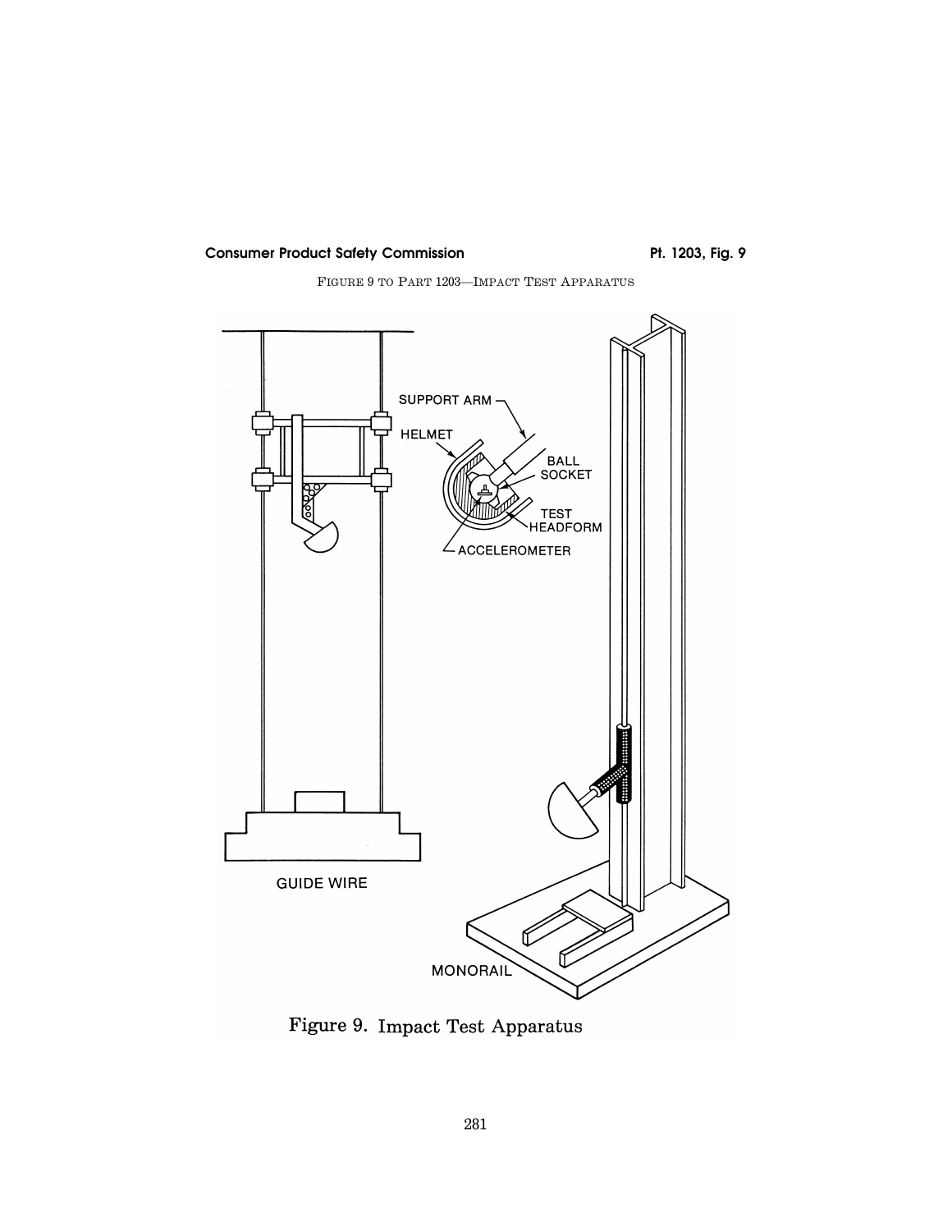FIGURE 9 TO PART 1203—IMPACT TEST APPARATUS

SUPPORT ARM

HELMET

BALL SOCKET

TEST HEADFORM

ACCELEROMETER

GUIDE WIRE

MONORAIL

Figure 9. Impact Test Apparatus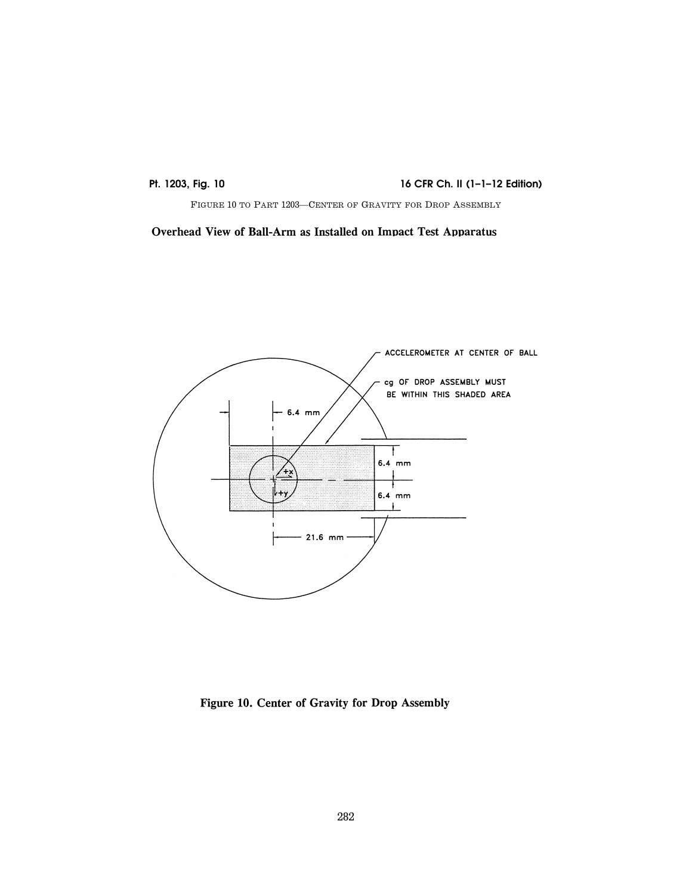FIGURE 10 TO PART 1203—CENTER OF GRAVITY FOR DROP ASSEMBLY

**Overhead View of Ball-Arm as Installed on Impact Test Apparatus**

ACCELEROMETER AT CENTER OF BALL

cg OF DROP ASSEMBLY MUST BE WITHIN THIS SHADED AREA

6.4 mm

6.4 mm

6.4 mm

21.6 mm

+x

+y

**Figure 10. Center of Gravity for Drop Assembly**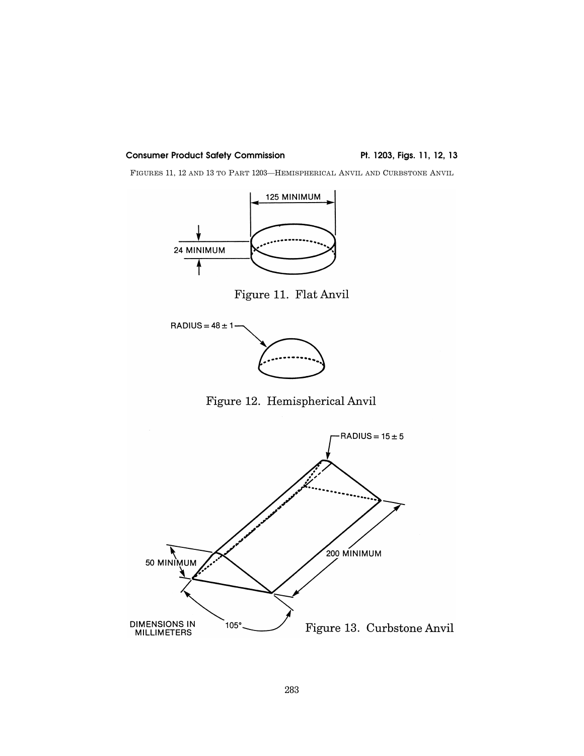FIGURES 11, 12 AND 13 TO PART 1203—HEMISPHERICAL ANVIL AND CURBSTONE ANVIL

125 MINIMUM

24 MINIMUM

Figure 11. Flat Anvil

RADIUS = 48 ± 1

Figure 12. Hemispherical Anvil

RADIUS = 15 ± 5

200 MINIMUM

50 MINIMUM

105°

DIMENSIONS IN MILLIMETERS

Figure 13. Curbstone Anvil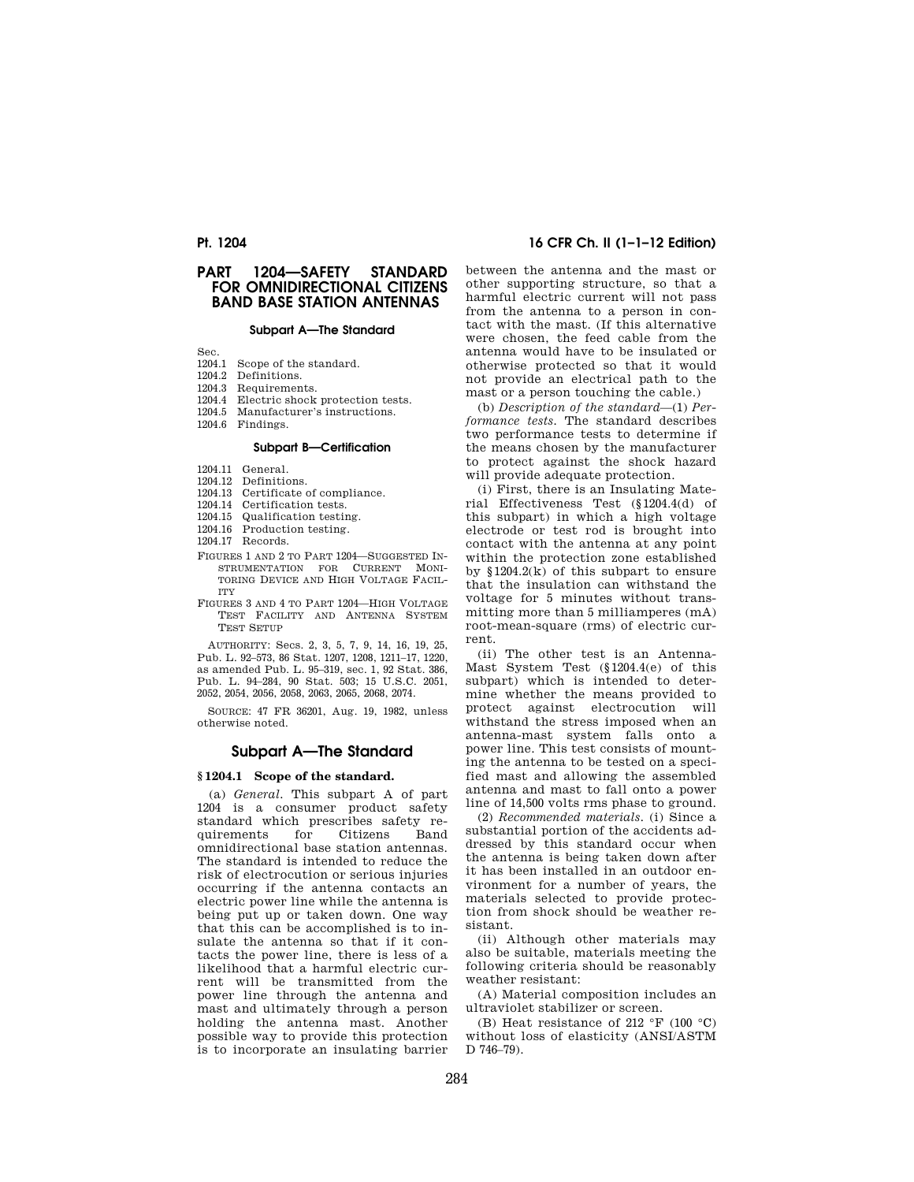# PART 1204—SAFETY STANDARD FOR OMNIDIRECTIONAL CITIZENS BAND BASE STATION ANTENNAS

## Subpart A—The Standard

Sec.

1204.1 Scope of the standard.
1204.2 Definitions.
1204.3 Requirements.
1204.4 Electric shock protection tests.
1204.5 Manufacturer's instructions.
1204.6 Findings.

## Subpart B—Certification

1204.11 General.
1204.12 Definitions.
1204.13 Certificate of compliance.
1204.14 Certification tests.
1204.15 Qualification testing.
1204.16 Production testing.
1204.17 Records.

FIGURES 1 AND 2 TO PART 1204—SUGGESTED INSTRUMENTATION FOR CURRENT MONITORING DEVICE AND HIGH VOLTAGE FACILITY

FIGURES 3 AND 4 TO PART 1204—HIGH VOLTAGE TEST FACILITY AND ANTENNA SYSTEM TEST SETUP

AUTHORITY: Secs. 2, 3, 5, 7, 9, 14, 16, 19, 25, Pub. L. 92–573, 86 Stat. 1207, 1208, 1211–17, 1220, as amended Pub. L. 95–319, sec. 1, 92 Stat. 386, Pub. L. 94–284, 90 Stat. 503; 15 U.S.C. 2051, 2052, 2054, 2056, 2058, 2063, 2065, 2068, 2074.

SOURCE: 47 FR 36201, Aug. 19, 1982, unless otherwise noted.

## Subpart A—The Standard

### § 1204.1 Scope of the standard.

(a) *General.* This subpart A of part 1204 is a consumer product safety standard which prescribes safety requirements for Citizens Band omnidirectional base station antennas. The standard is intended to reduce the risk of electrocution or serious injuries occurring if the antenna contacts an electric power line while the antenna is being put up or taken down. One way that this can be accomplished is to insulate the antenna so that if it contacts the power line, there is less of a likelihood that a harmful electric current will be transmitted from the power line through the antenna and mast and ultimately through a person holding the antenna mast. Another possible way to provide this protection is to incorporate an insulating barrier between the antenna and the mast or other supporting structure, so that a harmful electric current will not pass from the antenna to a person in contact with the mast. (If this alternative were chosen, the feed cable from the antenna would have to be insulated or otherwise protected so that it would not provide an electrical path to the mast or a person touching the cable.)

(b) *Description of the standard*—(1) *Performance tests.* The standard describes two performance tests to determine if the means chosen by the manufacturer to protect against the shock hazard will provide adequate protection.

(i) First, there is an Insulating Material Effectiveness Test (§1204.4(d) of this subpart) in which a high voltage electrode or test rod is brought into contact with the antenna at any point within the protection zone established by §1204.2(k) of this subpart to ensure that the insulation can withstand the voltage for 5 minutes without transmitting more than 5 milliamperes (mA) root-mean-square (rms) of electric current.

(ii) The other test is an Antenna-Mast System Test (§1204.4(e) of this subpart) which is intended to determine whether the means provided to protect against electrocution will withstand the stress imposed when an antenna-mast system falls onto a power line. This test consists of mounting the antenna to be tested on a specified mast and allowing the assembled antenna and mast to fall onto a power line of 14,500 volts rms phase to ground.

(2) *Recommended materials.* (i) Since a substantial portion of the accidents addressed by this standard occur when the antenna is being taken down after it has been installed in an outdoor environment for a number of years, the materials selected to provide protection from shock should be weather resistant.

(ii) Although other materials may also be suitable, materials meeting the following criteria should be reasonably weather resistant:

(A) Material composition includes an ultraviolet stabilizer or screen.

(B) Heat resistance of 212 °F (100 °C) without loss of elasticity (ANSI/ASTM D 746–79).